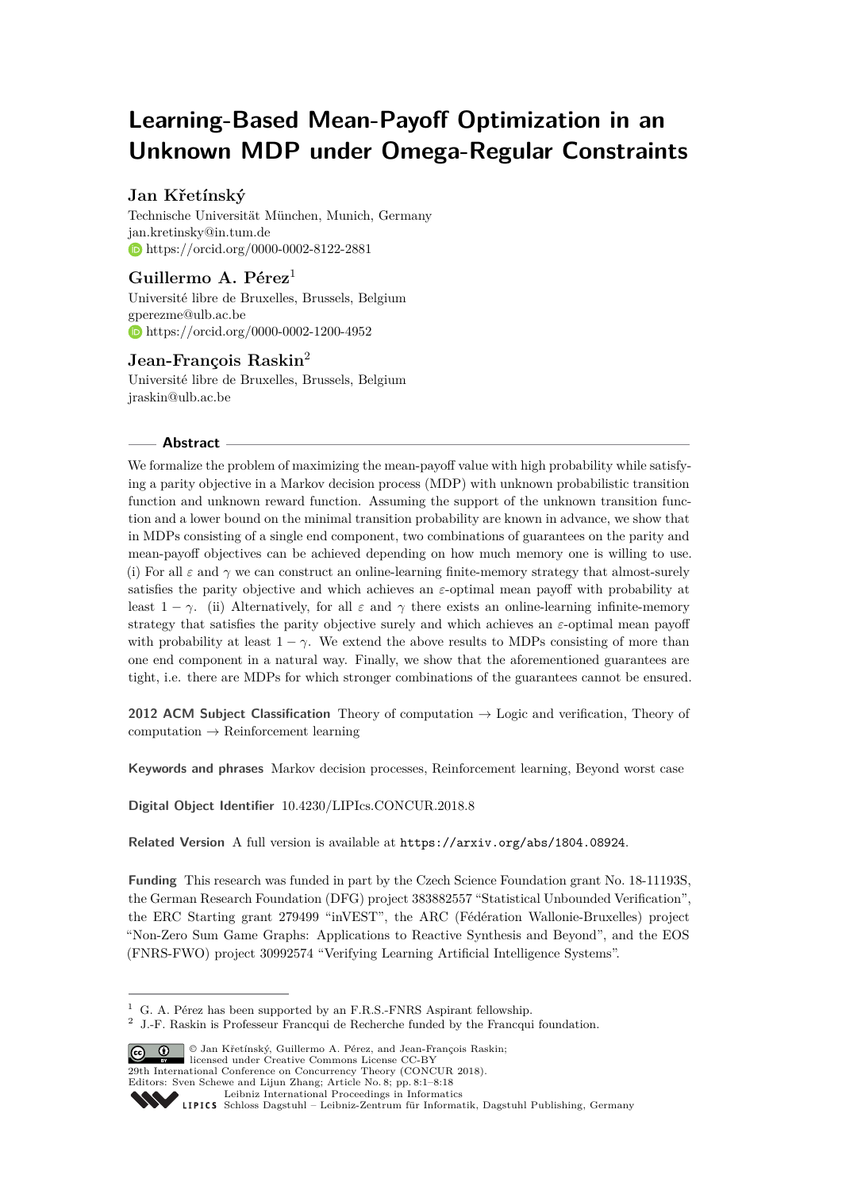# Learning-Based Mean-Payoff Optimization in an Unknown MDP under Omega-Regular Constraints

**Jan Křetínský**

Technische Universität München, Munich, Germany
jan.kretinsky@in.tum.de
https://orcid.org/0000-0002-8122-2881

**Guillermo A. Pérez**[1]

Université libre de Bruxelles, Brussels, Belgium
gperezme@ulb.ac.be
https://orcid.org/0000-0002-1200-4952

**Jean-François Raskin**[2]

Université libre de Bruxelles, Brussels, Belgium
jraskin@ulb.ac.be

## Abstract

We formalize the problem of maximizing the mean-payoff value with high probability while satisfying a parity objective in a Markov decision process (MDP) with unknown probabilistic transition function and unknown reward function. Assuming the support of the unknown transition function and a lower bound on the minimal transition probability are known in advance, we show that in MDPs consisting of a single end component, two combinations of guarantees on the parity and mean-payoff objectives can be achieved depending on how much memory one is willing to use. (i) For all $\varepsilon$ and $\gamma$ we can construct an online-learning finite-memory strategy that almost-surely satisfies the parity objective and which achieves an $\varepsilon$-optimal mean payoff with probability at least $1 - \gamma$. (ii) Alternatively, for all $\varepsilon$ and $\gamma$ there exists an online-learning infinite-memory strategy that satisfies the parity objective surely and which achieves an $\varepsilon$-optimal mean payoff with probability at least $1 - \gamma$. We extend the above results to MDPs consisting of more than one end component in a natural way. Finally, we show that the aforementioned guarantees are tight, i.e. there are MDPs for which stronger combinations of the guarantees cannot be ensured.

**2012 ACM Subject Classification** Theory of computation → Logic and verification, Theory of computation → Reinforcement learning

**Keywords and phrases** Markov decision processes, Reinforcement learning, Beyond worst case

**Digital Object Identifier** 10.4230/LIPIcs.CONCUR.2018.8

**Related Version** A full version is available at `https://arxiv.org/abs/1804.08924`.

**Funding** This research was funded in part by the Czech Science Foundation grant No. 18-11193S, the German Research Foundation (DFG) project 383882557 "Statistical Unbounded Verification", the ERC Starting grant 279499 "inVEST", the ARC (Fédération Wallonie-Bruxelles) project "Non-Zero Sum Game Graphs: Applications to Reactive Synthesis and Beyond", and the EOS (FNRS-FWO) project 30992574 "Verifying Learning Artificial Intelligence Systems".

---

[1] G. A. Pérez has been supported by an F.R.S.-FNRS Aspirant fellowship.
[2] J.-F. Raskin is Professeur Francqui de Recherche funded by the Francqui foundation.

© Jan Křetínský, Guillermo A. Pérez, and Jean-François Raskin;
licensed under Creative Commons License CC-BY
29th International Conference on Concurrency Theory (CONCUR 2018).
Editors: Sven Schewe and Lijun Zhang; Article No. 8; pp. 8:1–8:18
Leibniz International Proceedings in Informatics
LIPICS Schloss Dagstuhl – Leibniz-Zentrum für Informatik, Dagstuhl Publishing, Germany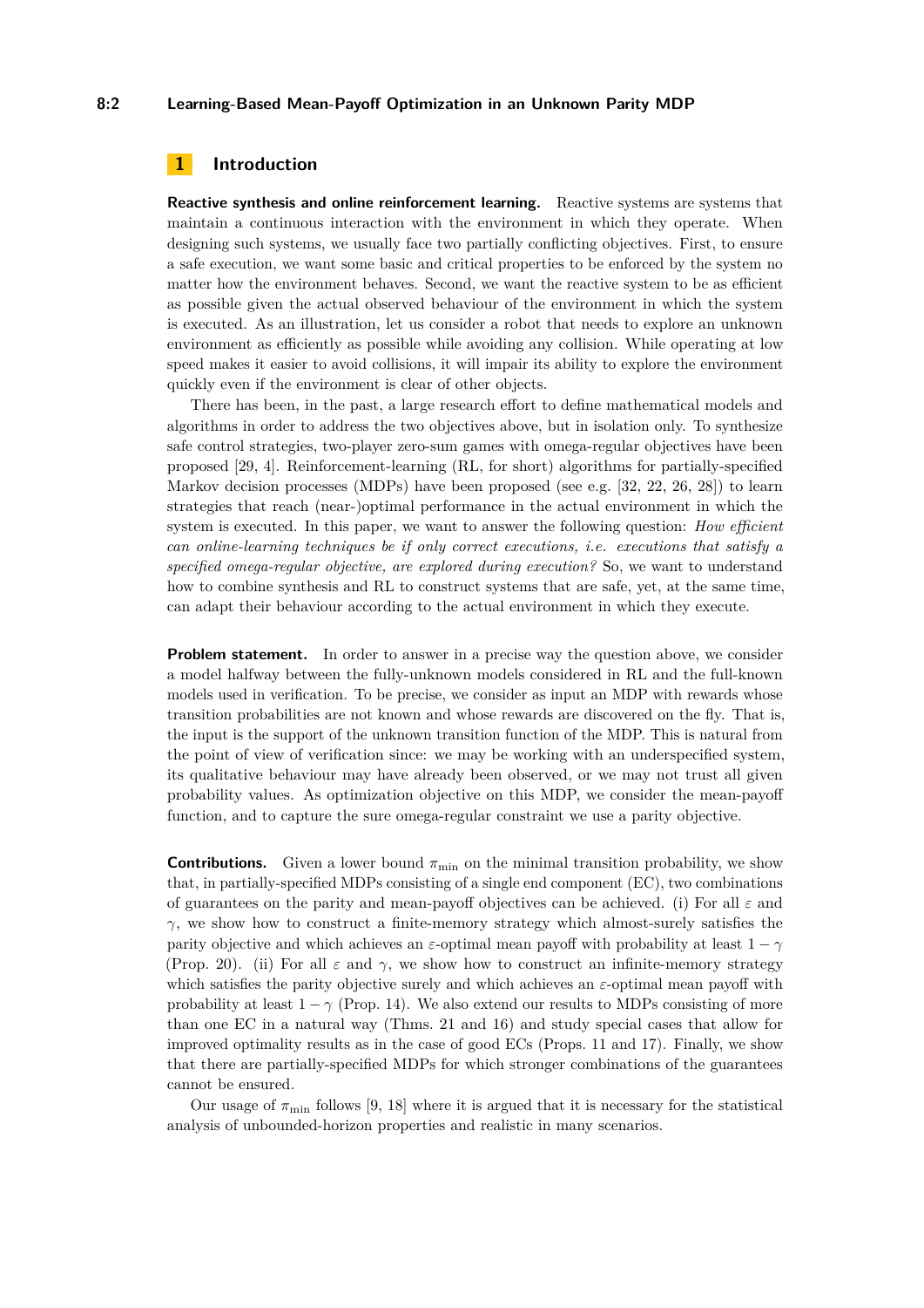## 1 Introduction

**Reactive synthesis and online reinforcement learning.** Reactive systems are systems that maintain a continuous interaction with the environment in which they operate. When designing such systems, we usually face two partially conflicting objectives. First, to ensure a safe execution, we want some basic and critical properties to be enforced by the system no matter how the environment behaves. Second, we want the reactive system to be as efficient as possible given the actual observed behaviour of the environment in which the system is executed. As an illustration, let us consider a robot that needs to explore an unknown environment as efficiently as possible while avoiding any collision. While operating at low speed makes it easier to avoid collisions, it will impair its ability to explore the environment quickly even if the environment is clear of other objects.

There has been, in the past, a large research effort to define mathematical models and algorithms in order to address the two objectives above, but in isolation only. To synthesize safe control strategies, two-player zero-sum games with omega-regular objectives have been proposed [29, 4]. Reinforcement-learning (RL, for short) algorithms for partially-specified Markov decision processes (MDPs) have been proposed (see e.g. [32, 22, 26, 28]) to learn strategies that reach (near-)optimal performance in the actual environment in which the system is executed. In this paper, we want to answer the following question: *How efficient can online-learning techniques be if only correct executions, i.e. executions that satisfy a specified omega-regular objective, are explored during execution?* So, we want to understand how to combine synthesis and RL to construct systems that are safe, yet, at the same time, can adapt their behaviour according to the actual environment in which they execute.

**Problem statement.** In order to answer in a precise way the question above, we consider a model halfway between the fully-unknown models considered in RL and the full-known models used in verification. To be precise, we consider as input an MDP with rewards whose transition probabilities are not known and whose rewards are discovered on the fly. That is, the input is the support of the unknown transition function of the MDP. This is natural from the point of view of verification since: we may be working with an underspecified system, its qualitative behaviour may have already been observed, or we may not trust all given probability values. As optimization objective on this MDP, we consider the mean-payoff function, and to capture the sure omega-regular constraint we use a parity objective.

**Contributions.** Given a lower bound $\pi_{\min}$ on the minimal transition probability, we show that, in partially-specified MDPs consisting of a single end component (EC), two combinations of guarantees on the parity and mean-payoff objectives can be achieved. (i) For all $\varepsilon$ and $\gamma$, we show how to construct a finite-memory strategy which almost-surely satisfies the parity objective and which achieves an $\varepsilon$-optimal mean payoff with probability at least $1-\gamma$ (Prop. 20). (ii) For all $\varepsilon$ and $\gamma$, we show how to construct an infinite-memory strategy which satisfies the parity objective surely and which achieves an $\varepsilon$-optimal mean payoff with probability at least $1-\gamma$ (Prop. 14). We also extend our results to MDPs consisting of more than one EC in a natural way (Thms. 21 and 16) and study special cases that allow for improved optimality results as in the case of good ECs (Props. 11 and 17). Finally, we show that there are partially-specified MDPs for which stronger combinations of the guarantees cannot be ensured.

Our usage of $\pi_{\min}$ follows [9, 18] where it is argued that it is necessary for the statistical analysis of unbounded-horizon properties and realistic in many scenarios.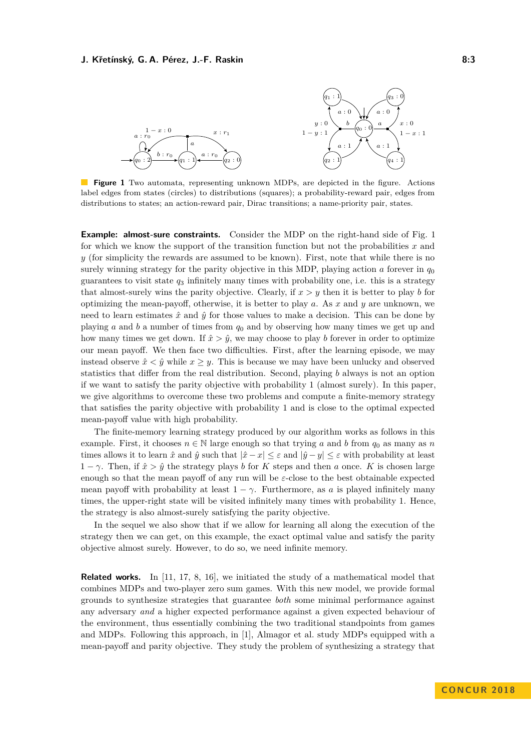**Figure 1** Two automata, representing unknown MDPs, are depicted in the figure. Actions label edges from states (circles) to distributions (squares); a probability-reward pair, edges from distributions to states; an action-reward pair, Dirac transitions; a name-priority pair, states.

**Example: almost-sure constraints.** Consider the MDP on the right-hand side of Fig. 1 for which we know the support of the transition function but not the probabilities $x$ and $y$ (for simplicity the rewards are assumed to be known). First, note that while there is no surely winning strategy for the parity objective in this MDP, playing action $a$ forever in $q_0$ guarantees to visit state $q_3$ infinitely many times with probability one, i.e. this is a strategy that almost-surely wins the parity objective. Clearly, if $x > y$ then it is better to play $b$ for optimizing the mean-payoff, otherwise, it is better to play $a$. As $x$ and $y$ are unknown, we need to learn estimates $\hat{x}$ and $\hat{y}$ for those values to make a decision. This can be done by playing $a$ and $b$ a number of times from $q_0$ and by observing how many times we get up and how many times we get down. If $\hat{x} > \hat{y}$, we may choose to play $b$ forever in order to optimize our mean payoff. We then face two difficulties. First, after the learning episode, we may instead observe $\hat{x} < \hat{y}$ while $x \geq y$. This is because we may have been unlucky and observed statistics that differ from the real distribution. Second, playing $b$ always is not an option if we want to satisfy the parity objective with probability 1 (almost surely). In this paper, we give algorithms to overcome these two problems and compute a finite-memory strategy that satisfies the parity objective with probability 1 and is close to the optimal expected mean-payoff value with high probability.

The finite-memory learning strategy produced by our algorithm works as follows in this example. First, it chooses $n \in \mathbb{N}$ large enough so that trying $a$ and $b$ from $q_0$ as many as $n$ times allows it to learn $\hat{x}$ and $\hat{y}$ such that $|\hat{x} - x| \leq \varepsilon$ and $|\hat{y} - y| \leq \varepsilon$ with probability at least $1 - \gamma$. Then, if $\hat{x} > \hat{y}$ the strategy plays $b$ for $K$ steps and then $a$ once. $K$ is chosen large enough so that the mean payoff of any run will be $\varepsilon$-close to the best obtainable expected mean payoff with probability at least $1 - \gamma$. Furthermore, as $a$ is played infinitely many times, the upper-right state will be visited infinitely many times with probability 1. Hence, the strategy is also almost-surely satisfying the parity objective.

In the sequel we also show that if we allow for learning all along the execution of the strategy then we can get, on this example, the exact optimal value and satisfy the parity objective almost surely. However, to do so, we need infinite memory.

**Related works.** In [11, 17, 8, 16], we initiated the study of a mathematical model that combines MDPs and two-player zero sum games. With this new model, we provide formal grounds to synthesize strategies that guarantee *both* some minimal performance against any adversary *and* a higher expected performance against a given expected behaviour of the environment, thus essentially combining the two traditional standpoints from games and MDPs. Following this approach, in [1], Almagor et al. study MDPs equipped with a mean-payoff and parity objective. They study the problem of synthesizing a strategy that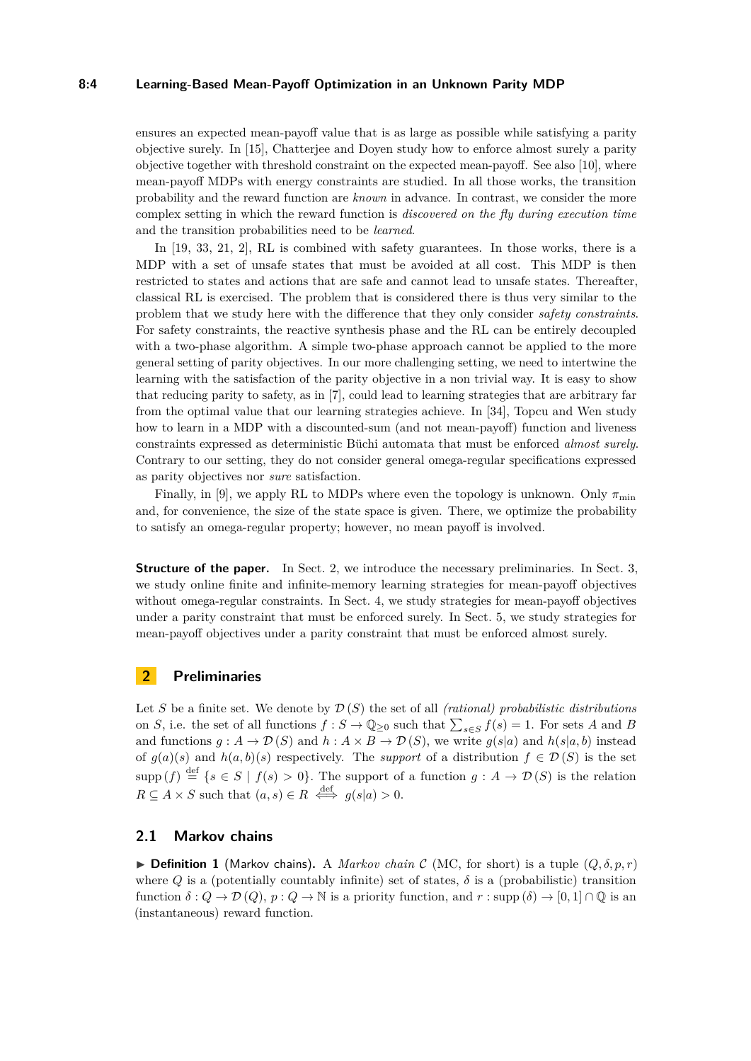ensures an expected mean-payoff value that is as large as possible while satisfying a parity objective surely. In [15], Chatterjee and Doyen study how to enforce almost surely a parity objective together with threshold constraint on the expected mean-payoff. See also [10], where mean-payoff MDPs with energy constraints are studied. In all those works, the transition probability and the reward function are *known* in advance. In contrast, we consider the more complex setting in which the reward function is *discovered on the fly during execution time* and the transition probabilities need to be *learned*.

In [19, 33, 21, 2], RL is combined with safety guarantees. In those works, there is a MDP with a set of unsafe states that must be avoided at all cost. This MDP is then restricted to states and actions that are safe and cannot lead to unsafe states. Thereafter, classical RL is exercised. The problem that is considered there is thus very similar to the problem that we study here with the difference that they only consider *safety constraints*. For safety constraints, the reactive synthesis phase and the RL can be entirely decoupled with a two-phase algorithm. A simple two-phase approach cannot be applied to the more general setting of parity objectives. In our more challenging setting, we need to intertwine the learning with the satisfaction of the parity objective in a non trivial way. It is easy to show that reducing parity to safety, as in [7], could lead to learning strategies that are arbitrary far from the optimal value that our learning strategies achieve. In [34], Topcu and Wen study how to learn in a MDP with a discounted-sum (and not mean-payoff) function and liveness constraints expressed as deterministic Büchi automata that must be enforced *almost surely*. Contrary to our setting, they do not consider general omega-regular specifications expressed as parity objectives nor *sure* satisfaction.

Finally, in [9], we apply RL to MDPs where even the topology is unknown. Only $\pi_{\min}$ and, for convenience, the size of the state space is given. There, we optimize the probability to satisfy an omega-regular property; however, no mean payoff is involved.

**Structure of the paper.** In Sect. 2, we introduce the necessary preliminaries. In Sect. 3, we study online finite and infinite-memory learning strategies for mean-payoff objectives without omega-regular constraints. In Sect. 4, we study strategies for mean-payoff objectives under a parity constraint that must be enforced surely. In Sect. 5, we study strategies for mean-payoff objectives under a parity constraint that must be enforced almost surely.

## 2 Preliminaries

Let $S$ be a finite set. We denote by $\mathcal{D}(S)$ the set of all *(rational) probabilistic distributions* on $S$, i.e. the set of all functions $f : S \to \mathbb{Q}_{\geq 0}$ such that $\sum_{s \in S} f(s) = 1$. For sets $A$ and $B$ and functions $g : A \to \mathcal{D}(S)$ and $h : A \times B \to \mathcal{D}(S)$, we write $g(s|a)$ and $h(s|a, b)$ instead of $g(a)(s)$ and $h(a, b)(s)$ respectively. The *support* of a distribution $f \in \mathcal{D}(S)$ is the set $\operatorname{supp}(f) \overset{\text{def}}{=} \{s \in S \mid f(s) > 0\}$. The support of a function $g : A \to \mathcal{D}(S)$ is the relation $R \subseteq A \times S$ such that $(a, s) \in R \overset{\text{def}}{\iff} g(s|a) > 0$.

### 2.1 Markov chains

▶ **Definition 1** (Markov chains). A *Markov chain* $\mathcal{C}$ (MC, for short) is a tuple $(Q, \delta, p, r)$ where $Q$ is a (potentially countably infinite) set of states, $\delta$ is a (probabilistic) transition function $\delta : Q \to \mathcal{D}(Q)$, $p : Q \to \mathbb{N}$ is a priority function, and $r : \operatorname{supp}(\delta) \to [0, 1] \cap \mathbb{Q}$ is an (instantaneous) reward function.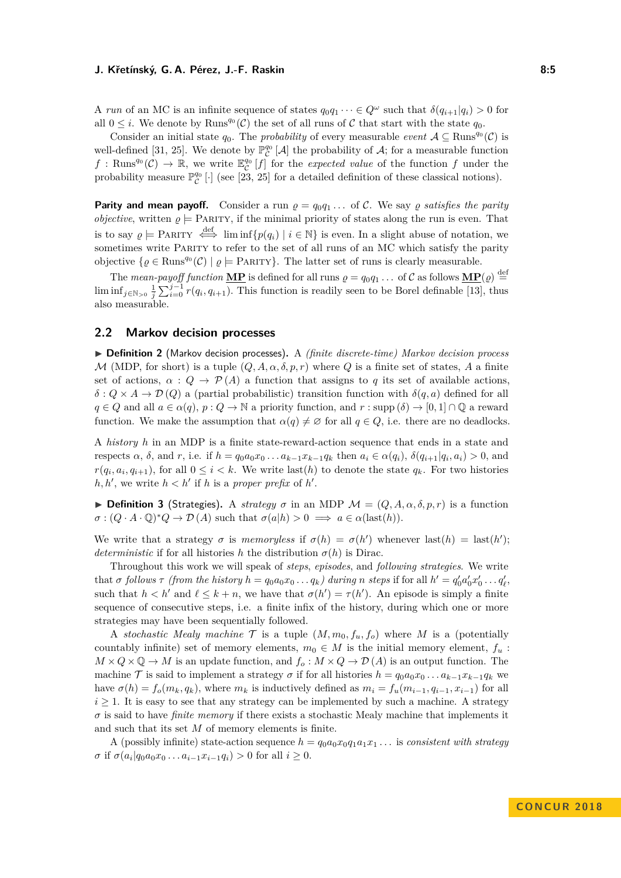A *run* of an MC is an infinite sequence of states $q_0 q_1 \dots \in Q^\omega$ such that $\delta(q_{i+1}|q_i) > 0$ for all $0 \le i$. We denote by $\mathrm{Runs}^{q_0}(\mathcal{C})$ the set of all runs of $\mathcal{C}$ that start with the state $q_0$.

Consider an initial state $q_0$. The *probability* of every measurable *event* $\mathcal{A} \subseteq \mathrm{Runs}^{q_0}(\mathcal{C})$ is well-defined [31, 25]. We denote by $\mathbb{P}^{q_0}_{\mathcal{C}}[\mathcal{A}]$ the probability of $\mathcal{A}$; for a measurable function $f : \mathrm{Runs}^{q_0}(\mathcal{C}) \to \mathbb{R}$, we write $\mathbb{E}^{q_0}_{\mathcal{C}}[f]$ for the *expected value* of the function $f$ under the probability measure $\mathbb{P}^{q_0}_{\mathcal{C}}[\cdot]$ (see [23, 25] for a detailed definition of these classical notions).

**Parity and mean payoff.** Consider a run $\varrho = q_0 q_1 \dots$ of $\mathcal{C}$. We say $\varrho$ *satisfies the parity objective*, written $\varrho \models \textsc{Parity}$, if the minimal priority of states along the run is even. That is to say $\varrho \models \textsc{Parity} \overset{\text{def}}{\iff} \liminf\{p(q_i) \mid i \in \mathbb{N}\}$ is even. In a slight abuse of notation, we sometimes write $\textsc{Parity}$ to refer to the set of all runs of an MC which satisfy the parity objective $\{\varrho \in \mathrm{Runs}^{q_0}(\mathcal{C}) \mid \varrho \models \textsc{Parity}\}$. The latter set of runs is clearly measurable.

The *mean-payoff function* $\underline{\mathbf{MP}}$ is defined for all runs $\varrho = q_0 q_1 \dots$ of $\mathcal{C}$ as follows $\underline{\mathbf{MP}}(\varrho) \overset{\text{def}}{=} \liminf_{j \in \mathbb{N}_{>0}} \frac{1}{j} \sum_{i=0}^{j-1} r(q_i, q_{i+1})$. This function is readily seen to be Borel definable [13], thus also measurable.

## 2.2 Markov decision processes

▶ **Definition 2** (Markov decision processes). A *(finite discrete-time) Markov decision process* $\mathcal{M}$ (MDP, for short) is a tuple $(Q, A, \alpha, \delta, p, r)$ where $Q$ is a finite set of states, $A$ a finite set of actions, $\alpha : Q \to \mathcal{P}(A)$ a function that assigns to $q$ its set of available actions, $\delta : Q \times A \to \mathcal{D}(Q)$ a (partial probabilistic) transition function with $\delta(q, a)$ defined for all $q \in Q$ and all $a \in \alpha(q)$, $p : Q \to \mathbb{N}$ a priority function, and $r : \mathrm{supp}(\delta) \to [0, 1] \cap \mathbb{Q}$ a reward function. We make the assumption that $\alpha(q) \neq \varnothing$ for all $q \in Q$, i.e. there are no deadlocks.

A *history* $h$ in an MDP is a finite state-reward-action sequence that ends in a state and respects $\alpha$, $\delta$, and $r$, i.e. if $h = q_0 a_0 x_0 \dots a_{k-1} x_{k-1} q_k$ then $a_i \in \alpha(q_i)$, $\delta(q_{i+1}|q_i, a_i) > 0$, and $r(q_i, a_i, q_{i+1})$, for all $0 \le i < k$. We write $\mathrm{last}(h)$ to denote the state $q_k$. For two histories $h, h'$, we write $h < h'$ if $h$ is a *proper prefix* of $h'$.

▶ **Definition 3** (Strategies). A *strategy* $\sigma$ in an MDP $\mathcal{M} = (Q, A, \alpha, \delta, p, r)$ is a function $\sigma : (Q \cdot A \cdot \mathbb{Q})^* Q \to \mathcal{D}(A)$ such that $\sigma(a|h) > 0 \implies a \in \alpha(\mathrm{last}(h))$.

We write that a strategy $\sigma$ is *memoryless* if $\sigma(h) = \sigma(h')$ whenever $\mathrm{last}(h) = \mathrm{last}(h')$; *deterministic* if for all histories $h$ the distribution $\sigma(h)$ is Dirac.

Throughout this work we will speak of *steps*, *episodes*, and *following strategies*. We write that $\sigma$ *follows* $\tau$ *(from the history* $h = q_0 a_0 x_0 \dots q_k$*) during* $n$ *steps* if for all $h' = q'_0 a'_0 x'_0 \dots q'_\ell$, such that $h < h'$ and $\ell \le k + n$, we have that $\sigma(h') = \tau(h')$. An episode is simply a finite sequence of consecutive steps, i.e. a finite infix of the history, during which one or more strategies may have been sequentially followed.

A *stochastic Mealy machine* $\mathcal{T}$ is a tuple $(M, m_0, f_u, f_o)$ where $M$ is a (potentially countably infinite) set of memory elements, $m_0 \in M$ is the initial memory element, $f_u : M \times Q \times \mathbb{Q} \to M$ is an update function, and $f_o : M \times Q \to \mathcal{D}(A)$ is an output function. The machine $\mathcal{T}$ is said to implement a strategy $\sigma$ if for all histories $h = q_0 a_0 x_0 \dots a_{k-1} x_{k-1} q_k$ we have $\sigma(h) = f_o(m_k, q_k)$, where $m_k$ is inductively defined as $m_i = f_u(m_{i-1}, q_{i-1}, x_{i-1})$ for all $i \ge 1$. It is easy to see that any strategy can be implemented by such a machine. A strategy $\sigma$ is said to have *finite memory* if there exists a stochastic Mealy machine that implements it and such that its set $M$ of memory elements is finite.

A (possibly infinite) state-action sequence $h = q_0 a_0 x_0 q_1 a_1 x_1 \dots$ is *consistent with strategy* $\sigma$ if $\sigma(a_i | q_0 a_0 x_0 \dots a_{i-1} x_{i-1} q_i) > 0$ for all $i \ge 0$.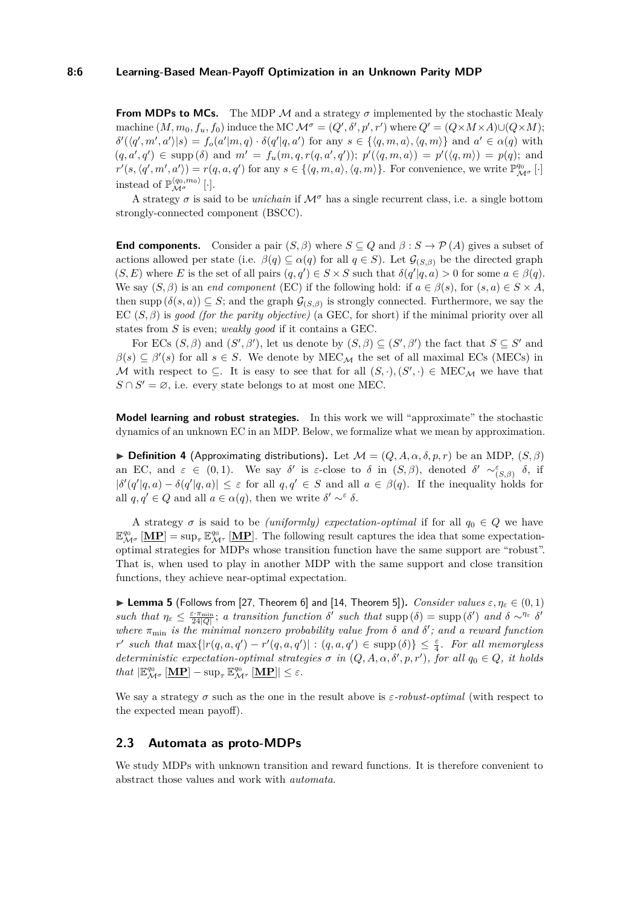**From MDPs to MCs.** The MDP $\mathcal{M}$ and a strategy $\sigma$ implemented by the stochastic Mealy machine $(M, m_0, f_u, f_0)$ induce the MC $\mathcal{M}^\sigma = (Q', \delta', p', r')$ where $Q' = (Q \times M \times A) \cup (Q \times M)$; $\delta'(\langle q', m', a' \rangle | s) = f_o(a'|m, q) \cdot \delta(q'|q, a')$ for any $s \in \{\langle q, m, a\rangle, \langle q, m\rangle\}$ and $a' \in \alpha(q)$ with $(q, a', q') \in \operatorname{supp}(\delta)$ and $m' = f_u(m, q, r(q, a', q'))$; $p'(\langle q, m, a\rangle) = p'(\langle q, m\rangle) = p(q)$; and $r'(s, \langle q', m', a'\rangle) = r(q, a, q')$ for any $s \in \{\langle q, m, a\rangle, \langle q, m\rangle\}$. For convenience, we write $\mathbb{P}^{q_0}_{\mathcal{M}^\sigma}[\cdot]$ instead of $\mathbb{P}^{\langle q_0, m_0\rangle}_{\mathcal{M}^\sigma}[\cdot]$.

A strategy $\sigma$ is said to be *unichain* if $\mathcal{M}^\sigma$ has a single recurrent class, i.e. a single bottom strongly-connected component (BSCC).

**End components.** Consider a pair $(S, \beta)$ where $S \subseteq Q$ and $\beta : S \to \mathcal{P}(A)$ gives a subset of actions allowed per state (i.e. $\beta(q) \subseteq \alpha(q)$ for all $q \in S$). Let $\mathcal{G}_{(S,\beta)}$ be the directed graph $(S, E)$ where $E$ is the set of all pairs $(q, q') \in S \times S$ such that $\delta(q'|q, a) > 0$ for some $a \in \beta(q)$. We say $(S, \beta)$ is an *end component* (EC) if the following hold: if $a \in \beta(s)$, for $(s, a) \in S \times A$, then $\operatorname{supp}(\delta(s, a)) \subseteq S$; and the graph $\mathcal{G}_{(S,\beta)}$ is strongly connected. Furthermore, we say the EC $(S, \beta)$ is *good (for the parity objective)* (a GEC, for short) if the minimal priority over all states from $S$ is even; *weakly good* if it contains a GEC.

For ECs $(S, \beta)$ and $(S', \beta')$, let us denote by $(S, \beta) \subseteq (S', \beta')$ the fact that $S \subseteq S'$ and $\beta(s) \subseteq \beta'(s)$ for all $s \in S$. We denote by $\mathrm{MEC}_\mathcal{M}$ the set of all maximal ECs (MECs) in $\mathcal{M}$ with respect to $\subseteq$. It is easy to see that for all $(S, \cdot), (S', \cdot) \in \mathrm{MEC}_\mathcal{M}$ we have that $S \cap S' = \varnothing$, i.e. every state belongs to at most one MEC.

**Model learning and robust strategies.** In this work we will "approximate" the stochastic dynamics of an unknown EC in an MDP. Below, we formalize what we mean by approximation.

▶ **Definition 4** (Approximating distributions)**.** Let $\mathcal{M} = (Q, A, \alpha, \delta, p, r)$ be an MDP, $(S, \beta)$ an EC, and $\varepsilon \in (0, 1)$. We say $\delta'$ is $\varepsilon$-close to $\delta$ in $(S, \beta)$, denoted $\delta' \sim^\varepsilon_{(S,\beta)} \delta$, if $|\delta'(q'|q, a) - \delta(q'|q, a)| \leq \varepsilon$ for all $q, q' \in S$ and all $a \in \beta(q)$. If the inequality holds for all $q, q' \in Q$ and all $a \in \alpha(q)$, then we write $\delta' \sim^\varepsilon \delta$.

A strategy $\sigma$ is said to be *(uniformly) expectation-optimal* if for all $q_0 \in Q$ we have $\mathbb{E}^{q_0}_{\mathcal{M}^\sigma}[\underline{\mathbf{MP}}] = \sup_\tau \mathbb{E}^{q_0}_{\mathcal{M}^\tau}[\underline{\mathbf{MP}}]$. The following result captures the idea that some expectation-optimal strategies for MDPs whose transition function have the same support are "robust". That is, when used to play in another MDP with the same support and close transition functions, they achieve near-optimal expectation.

▶ **Lemma 5** (Follows from [27, Theorem 6] and [14, Theorem 5])**.** *Consider values $\varepsilon, \eta_\varepsilon \in (0, 1)$ such that $\eta_\varepsilon \leq \frac{\varepsilon \cdot \pi_{\min}}{24|Q|}$; a transition function $\delta'$ such that $\operatorname{supp}(\delta) = \operatorname{supp}(\delta')$ and $\delta \sim^{\eta_\varepsilon} \delta'$ where $\pi_{\min}$ is the minimal nonzero probability value from $\delta$ and $\delta'$; and a reward function $r'$ such that $\max\{|r(q, a, q') - r'(q, a, q')| : (q, a, q') \in \operatorname{supp}(\delta)\} \leq \frac{\varepsilon}{4}$. For all memoryless deterministic expectation-optimal strategies $\sigma$ in $(Q, A, \alpha, \delta', p, r')$, for all $q_0 \in Q$, it holds that $|\mathbb{E}^{q_0}_{\mathcal{M}^\sigma}[\underline{\mathbf{MP}}] - \sup_\tau \mathbb{E}^{q_0}_{\mathcal{M}^\tau}[\underline{\mathbf{MP}}]| \leq \varepsilon$.*

We say a strategy $\sigma$ such as the one in the result above is *$\varepsilon$-robust-optimal* (with respect to the expected mean payoff).

## 2.3 Automata as proto-MDPs

We study MDPs with unknown transition and reward functions. It is therefore convenient to abstract those values and work with *automata*.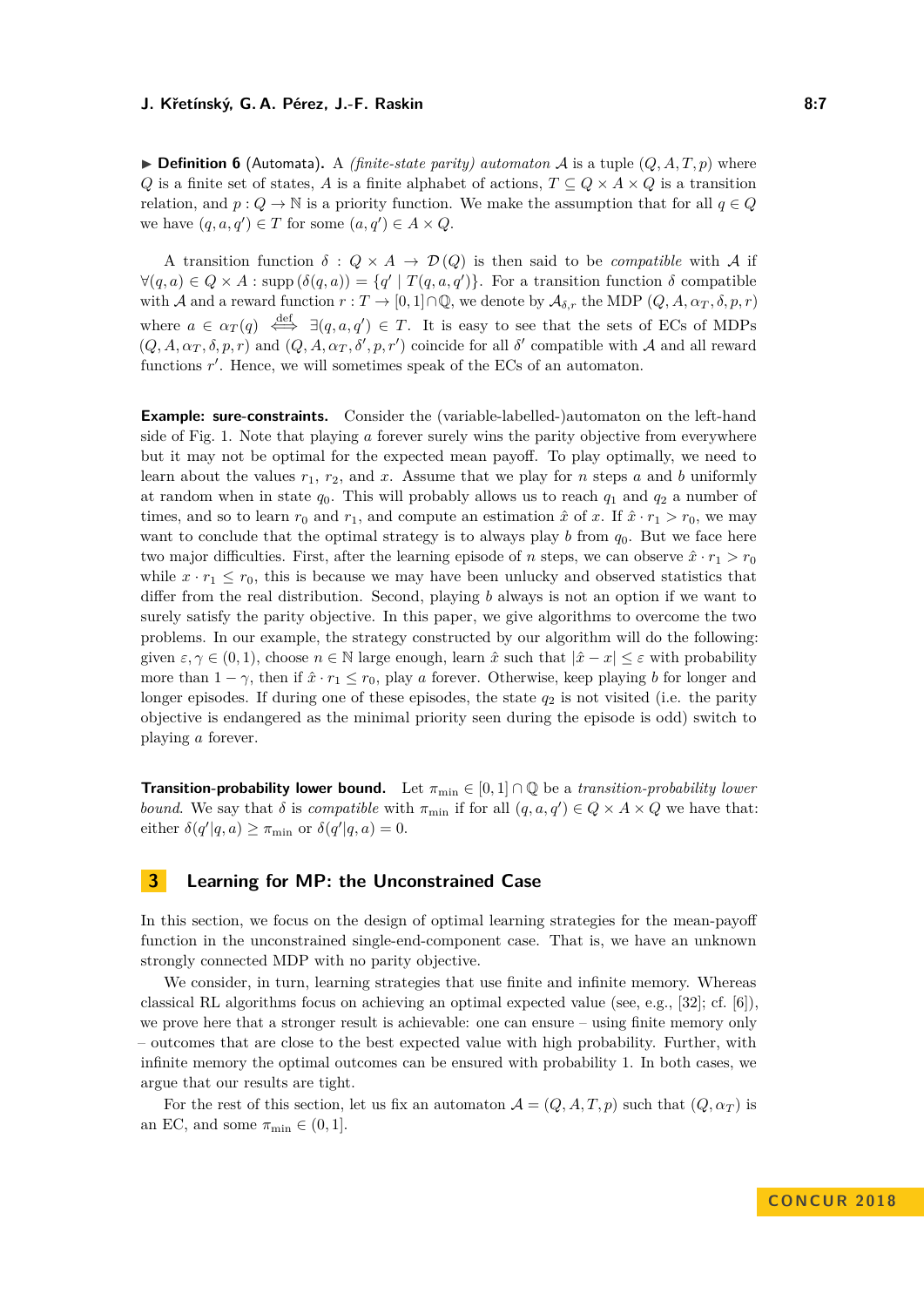▶ **Definition 6** (Automata). A *(finite-state parity) automaton* $\mathcal{A}$ is a tuple $(Q, A, T, p)$ where $Q$ is a finite set of states, $A$ is a finite alphabet of actions, $T \subseteq Q \times A \times Q$ is a transition relation, and $p : Q \to \mathbb{N}$ is a priority function. We make the assumption that for all $q \in Q$ we have $(q, a, q') \in T$ for some $(a, q') \in A \times Q$.

A transition function $\delta : Q \times A \to \mathcal{D}(Q)$ is then said to be *compatible* with $\mathcal{A}$ if $\forall (q, a) \in Q \times A : \mathrm{supp}(\delta(q, a)) = \{q' \mid T(q, a, q')\}$. For a transition function $\delta$ compatible with $\mathcal{A}$ and a reward function $r : T \to [0, 1] \cap \mathbb{Q}$, we denote by $\mathcal{A}_{\delta,r}$ the MDP $(Q, A, \alpha_T, \delta, p, r)$ where $a \in \alpha_T(q) \overset{\text{def}}{\iff} \exists (q, a, q') \in T$. It is easy to see that the sets of ECs of MDPs $(Q, A, \alpha_T, \delta, p, r)$ and $(Q, A, \alpha_T, \delta', p, r')$ coincide for all $\delta'$ compatible with $\mathcal{A}$ and all reward functions $r'$. Hence, we will sometimes speak of the ECs of an automaton.

**Example: sure-constraints.** Consider the (variable-labelled-)automaton on the left-hand side of Fig. 1. Note that playing $a$ forever surely wins the parity objective from everywhere but it may not be optimal for the expected mean payoff. To play optimally, we need to learn about the values $r_1$, $r_2$, and $x$. Assume that we play for $n$ steps $a$ and $b$ uniformly at random when in state $q_0$. This will probably allows us to reach $q_1$ and $q_2$ a number of times, and so to learn $r_0$ and $r_1$, and compute an estimation $\hat{x}$ of $x$. If $\hat{x} \cdot r_1 > r_0$, we may want to conclude that the optimal strategy is to always play $b$ from $q_0$. But we face here two major difficulties. First, after the learning episode of $n$ steps, we can observe $\hat{x} \cdot r_1 > r_0$ while $x \cdot r_1 \leq r_0$, this is because we may have been unlucky and observed statistics that differ from the real distribution. Second, playing $b$ always is not an option if we want to surely satisfy the parity objective. In this paper, we give algorithms to overcome the two problems. In our example, the strategy constructed by our algorithm will do the following: given $\varepsilon, \gamma \in (0, 1)$, choose $n \in \mathbb{N}$ large enough, learn $\hat{x}$ such that $|\hat{x} - x| \leq \varepsilon$ with probability more than $1 - \gamma$, then if $\hat{x} \cdot r_1 \leq r_0$, play $a$ forever. Otherwise, keep playing $b$ for longer and longer episodes. If during one of these episodes, the state $q_2$ is not visited (i.e. the parity objective is endangered as the minimal priority seen during the episode is odd) switch to playing $a$ forever.

**Transition-probability lower bound.** Let $\pi_{\min} \in [0, 1] \cap \mathbb{Q}$ be a *transition-probability lower bound*. We say that $\delta$ is *compatible* with $\pi_{\min}$ if for all $(q, a, q') \in Q \times A \times Q$ we have that: either $\delta(q'|q, a) \geq \pi_{\min}$ or $\delta(q'|q, a) = 0$.

# 3 Learning for MP: the Unconstrained Case

In this section, we focus on the design of optimal learning strategies for the mean-payoff function in the unconstrained single-end-component case. That is, we have an unknown strongly connected MDP with no parity objective.

We consider, in turn, learning strategies that use finite and infinite memory. Whereas classical RL algorithms focus on achieving an optimal expected value (see, e.g., [32]; cf. [6]), we prove here that a stronger result is achievable: one can ensure – using finite memory only – outcomes that are close to the best expected value with high probability. Further, with infinite memory the optimal outcomes can be ensured with probability 1. In both cases, we argue that our results are tight.

For the rest of this section, let us fix an automaton $\mathcal{A} = (Q, A, T, p)$ such that $(Q, \alpha_T)$ is an EC, and some $\pi_{\min} \in (0, 1]$.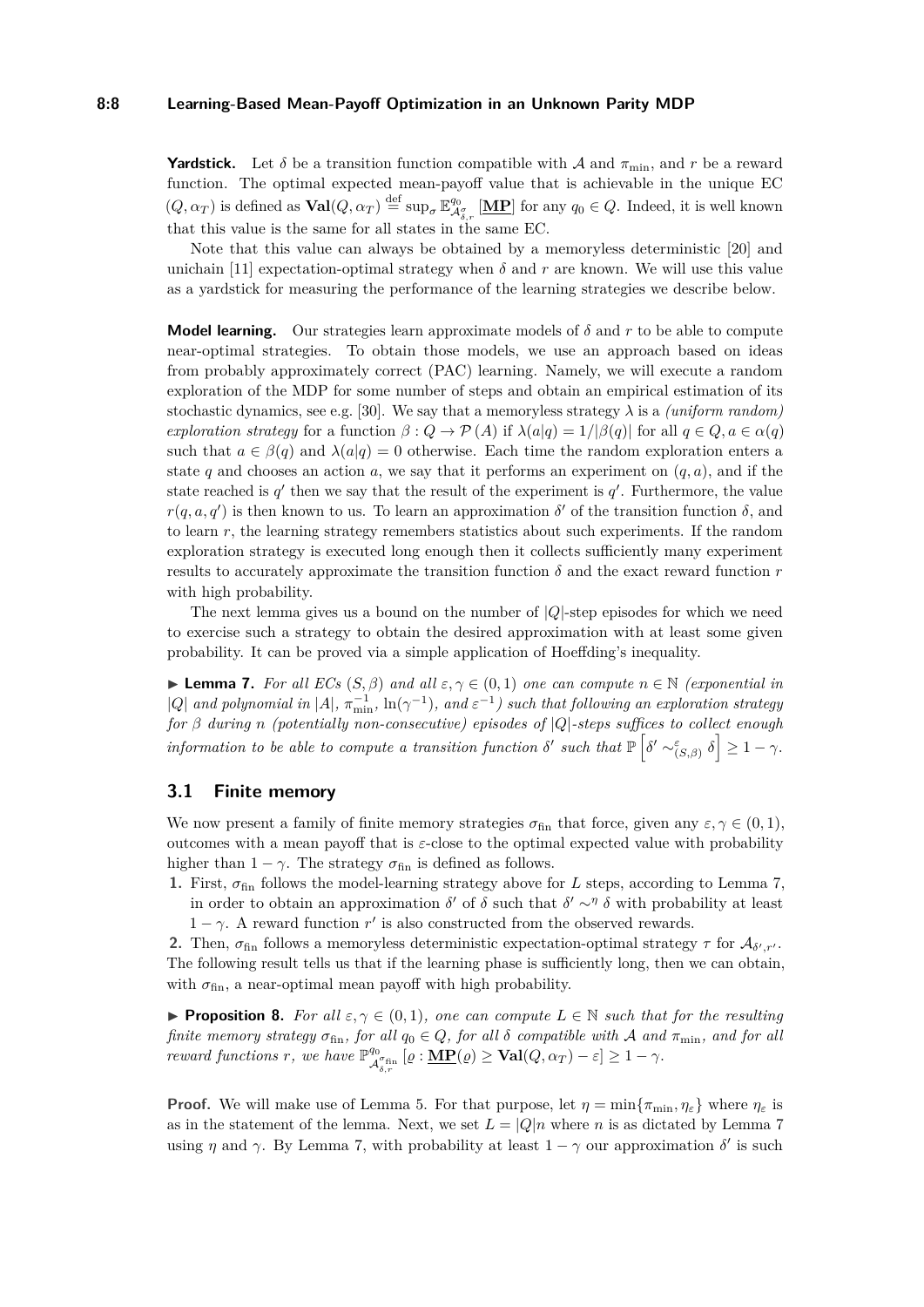**Yardstick.** Let $\delta$ be a transition function compatible with $\mathcal{A}$ and $\pi_{\min}$, and $r$ be a reward function. The optimal expected mean-payoff value that is achievable in the unique EC $(Q, \alpha_T)$ is defined as $\mathbf{Val}(Q, \alpha_T) \stackrel{\text{def}}{=} \sup_\sigma \mathbb{E}^{q_0}_{\mathcal{A}^\sigma_{\delta,r}} [\underline{\mathbf{MP}}]$ for any $q_0 \in Q$. Indeed, it is well known that this value is the same for all states in the same EC.

Note that this value can always be obtained by a memoryless deterministic [20] and unichain [11] expectation-optimal strategy when $\delta$ and $r$ are known. We will use this value as a yardstick for measuring the performance of the learning strategies we describe below.

**Model learning.** Our strategies learn approximate models of $\delta$ and $r$ to be able to compute near-optimal strategies. To obtain those models, we use an approach based on ideas from probably approximately correct (PAC) learning. Namely, we will execute a random exploration of the MDP for some number of steps and obtain an empirical estimation of its stochastic dynamics, see e.g. [30]. We say that a memoryless strategy $\lambda$ is a *(uniform random) exploration strategy* for a function $\beta : Q \to \mathcal{P}(A)$ if $\lambda(a|q) = 1/|\beta(q)|$ for all $q \in Q, a \in \alpha(q)$ such that $a \in \beta(q)$ and $\lambda(a|q) = 0$ otherwise. Each time the random exploration enters a state $q$ and chooses an action $a$, we say that it performs an experiment on $(q, a)$, and if the state reached is $q'$ then we say that the result of the experiment is $q'$. Furthermore, the value $r(q, a, q')$ is then known to us. To learn an approximation $\delta'$ of the transition function $\delta$, and to learn $r$, the learning strategy remembers statistics about such experiments. If the random exploration strategy is executed long enough then it collects sufficiently many experiment results to accurately approximate the transition function $\delta$ and the exact reward function $r$ with high probability.

The next lemma gives us a bound on the number of $|Q|$-step episodes for which we need to exercise such a strategy to obtain the desired approximation with at least some given probability. It can be proved via a simple application of Hoeffding's inequality.

▶ **Lemma 7.** *For all ECs $(S, \beta)$ and all $\varepsilon, \gamma \in (0, 1)$ one can compute $n \in \mathbb{N}$ (exponential in $|Q|$ and polynomial in $|A|$, $\pi_{\min}^{-1}$, $\ln(\gamma^{-1})$, and $\varepsilon^{-1}$) such that following an exploration strategy for $\beta$ during $n$ (potentially non-consecutive) episodes of $|Q|$-steps suffices to collect enough information to be able to compute a transition function $\delta'$ such that $\mathbb{P}\left[\delta' \sim^{\varepsilon}_{(S,\beta)} \delta\right] \geq 1 - \gamma$.*

## 3.1 Finite memory

We now present a family of finite memory strategies $\sigma_{\text{fin}}$ that force, given any $\varepsilon, \gamma \in (0, 1)$, outcomes with a mean payoff that is $\varepsilon$-close to the optimal expected value with probability higher than $1 - \gamma$. The strategy $\sigma_{\text{fin}}$ is defined as follows.

1. First, $\sigma_{\text{fin}}$ follows the model-learning strategy above for $L$ steps, according to Lemma 7, in order to obtain an approximation $\delta'$ of $\delta$ such that $\delta' \sim^{\eta} \delta$ with probability at least $1 - \gamma$. A reward function $r'$ is also constructed from the observed rewards.
2. Then, $\sigma_{\text{fin}}$ follows a memoryless deterministic expectation-optimal strategy $\tau$ for $\mathcal{A}_{\delta',r'}$.

The following result tells us that if the learning phase is sufficiently long, then we can obtain, with $\sigma_{\text{fin}}$, a near-optimal mean payoff with high probability.

▶ **Proposition 8.** *For all $\varepsilon, \gamma \in (0, 1)$, one can compute $L \in \mathbb{N}$ such that for the resulting finite memory strategy $\sigma_{\text{fin}}$, for all $q_0 \in Q$, for all $\delta$ compatible with $\mathcal{A}$ and $\pi_{\min}$, and for all reward functions $r$, we have $\mathbb{P}^{q_0}_{\mathcal{A}^{\sigma_{\text{fin}}}_{\delta,r}} [\varrho : \underline{\mathbf{MP}}(\varrho) \geq \mathbf{Val}(Q, \alpha_T) - \varepsilon] \geq 1 - \gamma$.*

**Proof.** We will make use of Lemma 5. For that purpose, let $\eta = \min\{\pi_{\min}, \eta_\varepsilon\}$ where $\eta_\varepsilon$ is as in the statement of the lemma. Next, we set $L = |Q|n$ where $n$ is as dictated by Lemma 7 using $\eta$ and $\gamma$. By Lemma 7, with probability at least $1 - \gamma$ our approximation $\delta'$ is such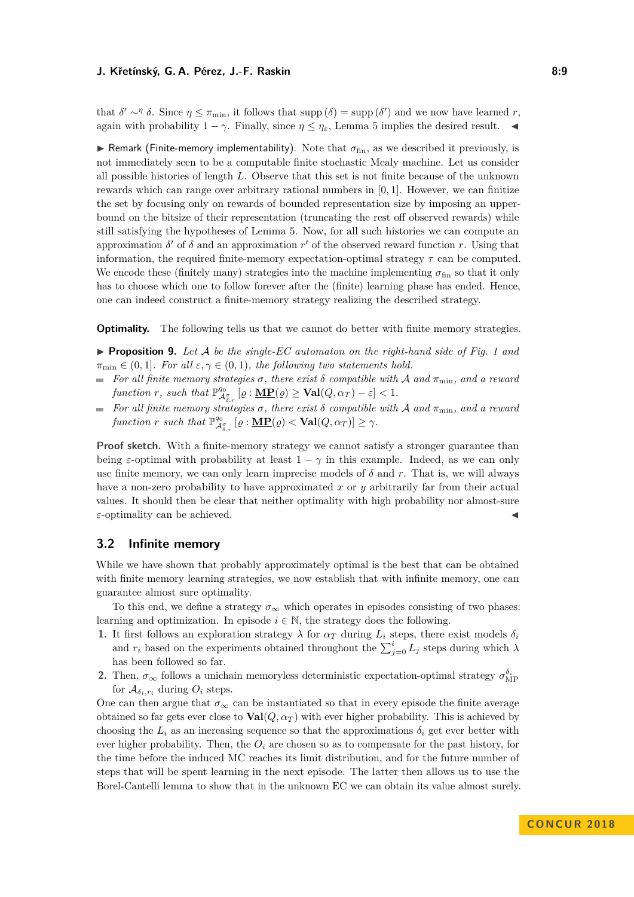that $\delta' \sim^{\eta} \delta$. Since $\eta \leq \pi_{\min}$, it follows that $\operatorname{supp}(\delta) = \operatorname{supp}(\delta')$ and we now have learned $r$, again with probability $1 - \gamma$. Finally, since $\eta \leq \eta_{\varepsilon}$, Lemma 5 implies the desired result. ◂

▸ Remark (Finite-memory implementability). Note that $\sigma_{\text{fin}}$, as we described it previously, is not immediately seen to be a computable finite stochastic Mealy machine. Let us consider all possible histories of length $L$. Observe that this set is not finite because of the unknown rewards which can range over arbitrary rational numbers in $[0, 1]$. However, we can finitize the set by focusing only on rewards of bounded representation size by imposing an upper-bound on the bitsize of their representation (truncating the rest off observed rewards) while still satisfying the hypotheses of Lemma 5. Now, for all such histories we can compute an approximation $\delta'$ of $\delta$ and an approximation $r'$ of the observed reward function $r$. Using that information, the required finite-memory expectation-optimal strategy $\tau$ can be computed. We encode these (finitely many) strategies into the machine implementing $\sigma_{\text{fin}}$ so that it only has to choose which one to follow forever after the (finite) learning phase has ended. Hence, one can indeed construct a finite-memory strategy realizing the described strategy.

**Optimality.** The following tells us that we cannot do better with finite memory strategies.

▸ **Proposition 9.** *Let $\mathcal{A}$ be the single-EC automaton on the right-hand side of Fig. 1 and $\pi_{\min} \in (0, 1]$. For all $\varepsilon, \gamma \in (0, 1)$, the following two statements hold.*

- *For all finite memory strategies $\sigma$, there exist $\delta$ compatible with $\mathcal{A}$ and $\pi_{\min}$, and a reward function $r$, such that $\mathbb{P}^{q_0}_{\mathcal{A}^{\sigma}_{\delta,r}}[\varrho : \underline{\mathbf{MP}}(\varrho) \geq \mathbf{Val}(Q, \alpha_T) - \varepsilon] < 1$.*
- *For all finite memory strategies $\sigma$, there exist $\delta$ compatible with $\mathcal{A}$ and $\pi_{\min}$, and a reward function $r$ such that $\mathbb{P}^{q_0}_{\mathcal{A}^{\sigma}_{\delta,r}}[\varrho : \underline{\mathbf{MP}}(\varrho) < \mathbf{Val}(Q, \alpha_T)] \geq \gamma$.*

**Proof sketch.** With a finite-memory strategy we cannot satisfy a stronger guarantee than being $\varepsilon$-optimal with probability at least $1 - \gamma$ in this example. Indeed, as we can only use finite memory, we can only learn imprecise models of $\delta$ and $r$. That is, we will always have a non-zero probability to have approximated $x$ or $y$ arbitrarily far from their actual values. It should then be clear that neither optimality with high probability nor almost-sure $\varepsilon$-optimality can be achieved. ◂

## 3.2 Infinite memory

While we have shown that probably approximately optimal is the best that can be obtained with finite memory learning strategies, we now establish that with infinite memory, one can guarantee almost sure optimality.

To this end, we define a strategy $\sigma_{\infty}$ which operates in episodes consisting of two phases: learning and optimization. In episode $i \in \mathbb{N}$, the strategy does the following.

1. It first follows an exploration strategy $\lambda$ for $\alpha_T$ during $L_i$ steps, there exist models $\delta_i$ and $r_i$ based on the experiments obtained throughout the $\sum_{j=0}^{i} L_j$ steps during which $\lambda$ has been followed so far.
2. Then, $\sigma_{\infty}$ follows a unichain memoryless deterministic expectation-optimal strategy $\sigma^{\delta_i}_{\text{MP}}$ for $\mathcal{A}_{\delta_i, r_i}$ during $O_i$ steps.

One can then argue that $\sigma_{\infty}$ can be instantiated so that in every episode the finite average obtained so far gets ever close to $\mathbf{Val}(Q, \alpha_T)$ with ever higher probability. This is achieved by choosing the $L_i$ as an increasing sequence so that the approximations $\delta_i$ get ever better with ever higher probability. Then, the $O_i$ are chosen so as to compensate for the past history, for the time before the induced MC reaches its limit distribution, and for the future number of steps that will be spent learning in the next episode. The latter then allows us to use the Borel-Cantelli lemma to show that in the unknown EC we can obtain its value almost surely.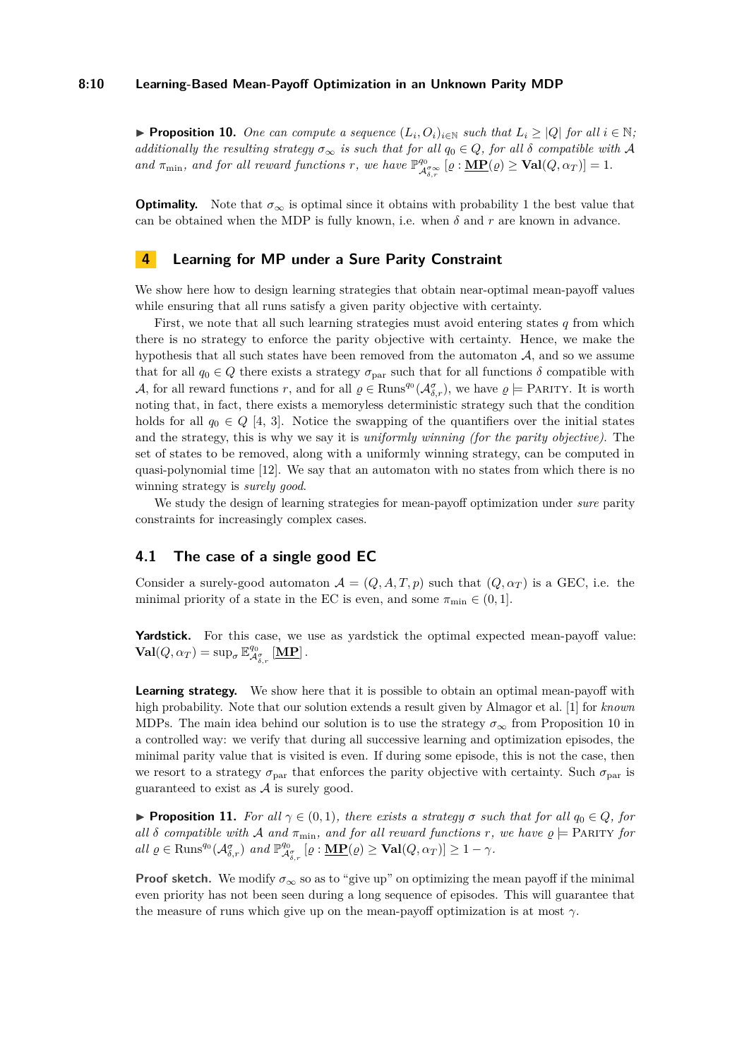▶ **Proposition 10.** *One can compute a sequence $(L_i, O_i)_{i \in \mathbb{N}}$ such that $L_i \geq |Q|$ for all $i \in \mathbb{N}$; additionally the resulting strategy $\sigma_\infty$ is such that for all $q_0 \in Q$, for all $\delta$ compatible with $\mathcal{A}$ and $\pi_{\min}$, and for all reward functions $r$, we have $\mathbb{P}^{q_0}_{\mathcal{A}^{\sigma_\infty}_{\delta,r}}[\varrho : \underline{\mathbf{MP}}(\varrho) \geq \mathbf{Val}(Q, \alpha_T)] = 1$.*

**Optimality.** Note that $\sigma_\infty$ is optimal since it obtains with probability 1 the best value that can be obtained when the MDP is fully known, i.e. when $\delta$ and $r$ are known in advance.

## 4 Learning for MP under a Sure Parity Constraint

We show here how to design learning strategies that obtain near-optimal mean-payoff values while ensuring that all runs satisfy a given parity objective with certainty.

First, we note that all such learning strategies must avoid entering states $q$ from which there is no strategy to enforce the parity objective with certainty. Hence, we make the hypothesis that all such states have been removed from the automaton $\mathcal{A}$, and so we assume that for all $q_0 \in Q$ there exists a strategy $\sigma_{\text{par}}$ such that for all functions $\delta$ compatible with $\mathcal{A}$, for all reward functions $r$, and for all $\varrho \in \text{Runs}^{q_0}(\mathcal{A}^{\sigma}_{\delta,r})$, we have $\varrho \models \text{Parity}$. It is worth noting that, in fact, there exists a memoryless deterministic strategy such that the condition holds for all $q_0 \in Q$ [4, 3]. Notice the swapping of the quantifiers over the initial states and the strategy, this is why we say it is *uniformly winning (for the parity objective)*. The set of states to be removed, along with a uniformly winning strategy, can be computed in quasi-polynomial time [12]. We say that an automaton with no states from which there is no winning strategy is *surely good*.

We study the design of learning strategies for mean-payoff optimization under *sure* parity constraints for increasingly complex cases.

### 4.1 The case of a single good EC

Consider a surely-good automaton $\mathcal{A} = (Q, A, T, p)$ such that $(Q, \alpha_T)$ is a GEC, i.e. the minimal priority of a state in the EC is even, and some $\pi_{\min} \in (0, 1]$.

**Yardstick.** For this case, we use as yardstick the optimal expected mean-payoff value: $\mathbf{Val}(Q, \alpha_T) = \sup_\sigma \mathbb{E}^{q_0}_{\mathcal{A}^{\sigma}_{\delta,r}}[\underline{\mathbf{MP}}]$.

**Learning strategy.** We show here that it is possible to obtain an optimal mean-payoff with high probability. Note that our solution extends a result given by Almagor et al. [1] for *known* MDPs. The main idea behind our solution is to use the strategy $\sigma_\infty$ from Proposition 10 in a controlled way: we verify that during all successive learning and optimization episodes, the minimal parity value that is visited is even. If during some episode, this is not the case, then we resort to a strategy $\sigma_{\text{par}}$ that enforces the parity objective with certainty. Such $\sigma_{\text{par}}$ is guaranteed to exist as $\mathcal{A}$ is surely good.

▶ **Proposition 11.** *For all $\gamma \in (0, 1)$, there exists a strategy $\sigma$ such that for all $q_0 \in Q$, for all $\delta$ compatible with $\mathcal{A}$ and $\pi_{\min}$, and for all reward functions $r$, we have $\varrho \models \text{Parity}$ for all $\varrho \in \text{Runs}^{q_0}(\mathcal{A}^{\sigma}_{\delta,r})$ and $\mathbb{P}^{q_0}_{\mathcal{A}^{\sigma}_{\delta,r}}[\varrho : \underline{\mathbf{MP}}(\varrho) \geq \mathbf{Val}(Q, \alpha_T)] \geq 1 - \gamma$.*

**Proof sketch.** We modify $\sigma_\infty$ so as to "give up" on optimizing the mean payoff if the minimal even priority has not been seen during a long sequence of episodes. This will guarantee that the measure of runs which give up on the mean-payoff optimization is at most $\gamma$.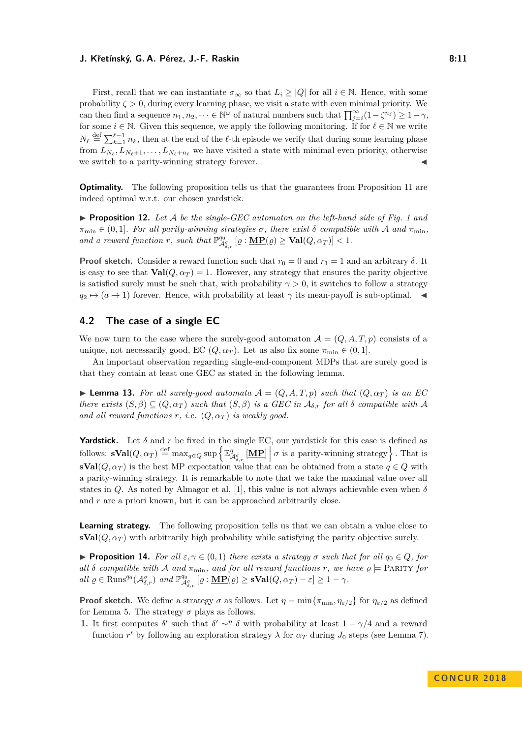First, recall that we can instantiate $\sigma_\infty$ so that $L_i \geq |Q|$ for all $i \in \mathbb{N}$. Hence, with some probability $\zeta > 0$, during every learning phase, we visit a state with even minimal priority. We can then find a sequence $n_1, n_2, \dots \in \mathbb{N}^\omega$ of natural numbers such that $\prod_{j=i}^{\infty}(1-\zeta^{n_j}) \geq 1-\gamma$, for some $i \in \mathbb{N}$. Given this sequence, we apply the following monitoring. If for $\ell \in \mathbb{N}$ we write $N_\ell \stackrel{\text{def}}{=} \sum_{k=1}^{\ell-1} n_k$, then at the end of the $\ell$-th episode we verify that during some learning phase from $L_{N_\ell}, L_{N_\ell+1}, \dots, L_{N_\ell+n_\ell}$ we have visited a state with minimal even priority, otherwise we switch to a parity-winning strategy forever. ◀

**Optimality.** The following proposition tells us that the guarantees from Proposition 11 are indeed optimal w.r.t. our chosen yardstick.

▶ **Proposition 12.** *Let $\mathcal{A}$ be the single-GEC automaton on the left-hand side of Fig. 1 and $\pi_{\min} \in (0,1]$. For all parity-winning strategies $\sigma$, there exist $\delta$ compatible with $\mathcal{A}$ and $\pi_{\min}$, and a reward function $r$, such that $\mathbb{P}^{q_0}_{\mathcal{A}^\sigma_{\delta,r}}[\varrho : \underline{\mathbf{MP}}(\varrho) \geq \mathbf{Val}(Q, \alpha_T)] < 1$.*

**Proof sketch.** Consider a reward function such that $r_0 = 0$ and $r_1 = 1$ and an arbitrary $\delta$. It is easy to see that $\mathbf{Val}(Q, \alpha_T) = 1$. However, any strategy that ensures the parity objective is satisfied surely must be such that, with probability $\gamma > 0$, it switches to follow a strategy $q_2 \mapsto (a \mapsto 1)$ forever. Hence, with probability at least $\gamma$ its mean-payoff is sub-optimal. ◀

## 4.2 The case of a single EC

We now turn to the case where the surely-good automaton $\mathcal{A} = (Q, A, T, p)$ consists of a unique, not necessarily good, EC $(Q, \alpha_T)$. Let us also fix some $\pi_{\min} \in (0,1]$.

An important observation regarding single-end-component MDPs that are surely good is that they contain at least one GEC as stated in the following lemma.

▶ **Lemma 13.** *For all surely-good automata $\mathcal{A} = (Q, A, T, p)$ such that $(Q, \alpha_T)$ is an EC there exists $(S, \beta) \subseteq (Q, \alpha_T)$ such that $(S, \beta)$ is a GEC in $\mathcal{A}_{\delta,r}$ for all $\delta$ compatible with $\mathcal{A}$ and all reward functions $r$, i.e. $(Q, \alpha_T)$ is weakly good.*

**Yardstick.** Let $\delta$ and $r$ be fixed in the single EC, our yardstick for this case is defined as follows: $\mathbf{sVal}(Q, \alpha_T) \stackrel{\text{def}}{=} \max_{q \in Q} \sup \left\{ \mathbb{E}^q_{\mathcal{A}^\sigma_{\delta,r}}[\underline{\mathbf{MP}}] \;\middle|\; \sigma \text{ is a parity-winning strategy} \right\}$. That is $\mathbf{sVal}(Q, \alpha_T)$ is the best MP expectation value that can be obtained from a state $q \in Q$ with a parity-winning strategy. It is remarkable to note that we take the maximal value over all states in $Q$. As noted by Almagor et al. [1], this value is not always achievable even when $\delta$ and $r$ are a priori known, but it can be approached arbitrarily close.

**Learning strategy.** The following proposition tells us that we can obtain a value close to $\mathbf{sVal}(Q, \alpha_T)$ with arbitrarily high probability while satisfying the parity objective surely.

▶ **Proposition 14.** *For all $\varepsilon, \gamma \in (0,1)$ there exists a strategy $\sigma$ such that for all $q_0 \in Q$, for all $\delta$ compatible with $\mathcal{A}$ and $\pi_{\min}$, and for all reward functions $r$, we have $\varrho \models$ Parity for all $\varrho \in \mathrm{Runs}^{q_0}(\mathcal{A}^\sigma_{\delta,r})$ and $\mathbb{P}^{q_0}_{\mathcal{A}^\sigma_{\delta,r}}[\varrho : \underline{\mathbf{MP}}(\varrho) \geq \mathbf{sVal}(Q, \alpha_T) - \varepsilon] \geq 1 - \gamma$.*

**Proof sketch.** We define a strategy $\sigma$ as follows. Let $\eta = \min\{\pi_{\min}, \eta_{\varepsilon/2}\}$ for $\eta_{\varepsilon/2}$ as defined for Lemma 5. The strategy $\sigma$ plays as follows.

1. It first computes $\delta'$ such that $\delta' \sim^\eta \delta$ with probability at least $1 - \gamma/4$ and a reward function $r'$ by following an exploration strategy $\lambda$ for $\alpha_T$ during $J_0$ steps (see Lemma 7).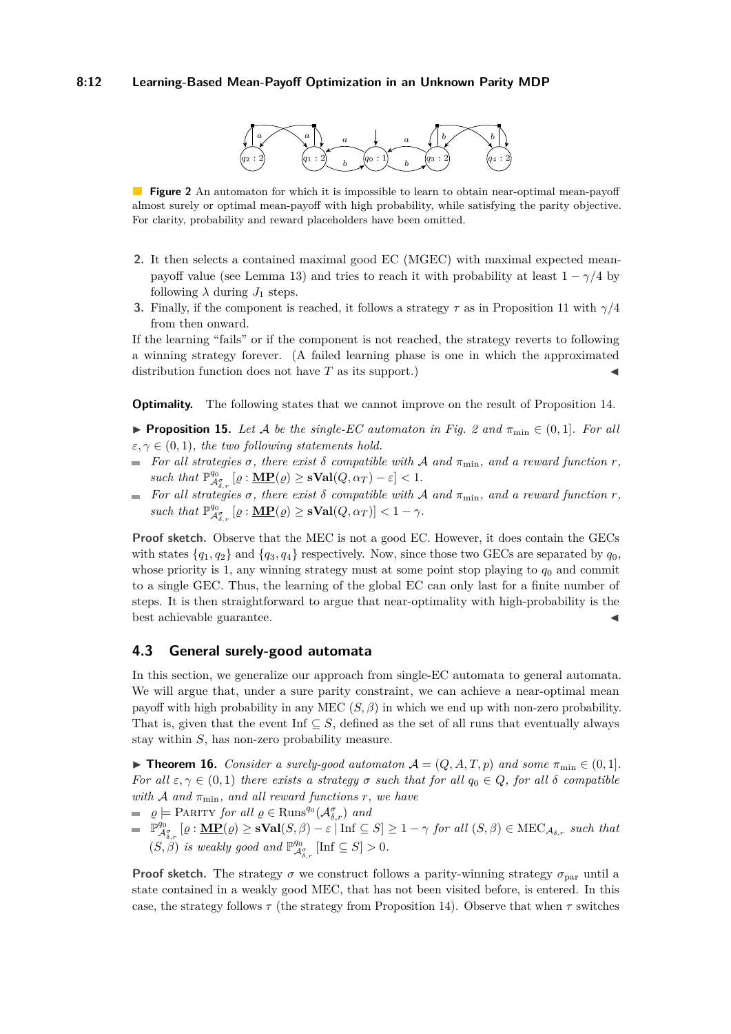**Figure 2** An automaton for which it is impossible to learn to obtain near-optimal mean-payoff almost surely or optimal mean-payoff with high probability, while satisfying the parity objective. For clarity, probability and reward placeholders have been omitted.

2. It then selects a contained maximal good EC (MGEC) with maximal expected mean-payoff value (see Lemma 13) and tries to reach it with probability at least $1 - \gamma/4$ by following $\lambda$ during $J_1$ steps.
3. Finally, if the component is reached, it follows a strategy $\tau$ as in Proposition 11 with $\gamma/4$ from then onward.

If the learning "fails" or if the component is not reached, the strategy reverts to following a winning strategy forever. (A failed learning phase is one in which the approximated distribution function does not have $T$ as its support.) ◀

**Optimality.** The following states that we cannot improve on the result of Proposition 14.

▶ **Proposition 15.** *Let $\mathcal{A}$ be the single-EC automaton in Fig. 2 and $\pi_{\min} \in (0, 1]$. For all $\varepsilon, \gamma \in (0, 1)$, the two following statements hold.*

- *For all strategies $\sigma$, there exist $\delta$ compatible with $\mathcal{A}$ and $\pi_{\min}$, and a reward function $r$, such that $\mathbb{P}^{q_0}_{\mathcal{A}^{\sigma}_{\delta,r}} [\varrho : \underline{\mathbf{MP}}(\varrho) \geq \mathbf{sVal}(Q, \alpha_T) - \varepsilon] < 1$.*
- *For all strategies $\sigma$, there exist $\delta$ compatible with $\mathcal{A}$ and $\pi_{\min}$, and a reward function $r$, such that $\mathbb{P}^{q_0}_{\mathcal{A}^{\sigma}_{\delta,r}} [\varrho : \underline{\mathbf{MP}}(\varrho) \geq \mathbf{sVal}(Q, \alpha_T)] < 1 - \gamma$.*

**Proof sketch.** Observe that the MEC is not a good EC. However, it does contain the GECs with states $\{q_1, q_2\}$ and $\{q_3, q_4\}$ respectively. Now, since those two GECs are separated by $q_0$, whose priority is 1, any winning strategy must at some point stop playing to $q_0$ and commit to a single GEC. Thus, the learning of the global EC can only last for a finite number of steps. It is then straightforward to argue that near-optimality with high-probability is the best achievable guarantee. ◀

## 4.3 General surely-good automata

In this section, we generalize our approach from single-EC automata to general automata. We will argue that, under a sure parity constraint, we can achieve a near-optimal mean payoff with high probability in any MEC $(S, \beta)$ in which we end up with non-zero probability. That is, given that the event $\mathrm{Inf} \subseteq S$, defined as the set of all runs that eventually always stay within $S$, has non-zero probability measure.

▶ **Theorem 16.** *Consider a surely-good automaton $\mathcal{A} = (Q, A, T, p)$ and some $\pi_{\min} \in (0, 1]$. For all $\varepsilon, \gamma \in (0, 1)$ there exists a strategy $\sigma$ such that for all $q_0 \in Q$, for all $\delta$ compatible with $\mathcal{A}$ and $\pi_{\min}$, and all reward functions $r$, we have*

- *$\varrho \models \textsc{Parity}$ for all $\varrho \in \mathrm{Runs}^{q_0}(\mathcal{A}^{\sigma}_{\delta,r})$ and*
- *$\mathbb{P}^{q_0}_{\mathcal{A}^{\sigma}_{\delta,r}} [\varrho : \underline{\mathbf{MP}}(\varrho) \geq \mathbf{sVal}(S, \beta) - \varepsilon \mid \mathrm{Inf} \subseteq S] \geq 1 - \gamma$ for all $(S, \beta) \in \mathrm{MEC}_{\mathcal{A}_{\delta,r}}$ such that $(S, \beta)$ is weakly good and $\mathbb{P}^{q_0}_{\mathcal{A}^{\sigma}_{\delta,r}} [\mathrm{Inf} \subseteq S] > 0$.*

**Proof sketch.** The strategy $\sigma$ we construct follows a parity-winning strategy $\sigma_{\mathrm{par}}$ until a state contained in a weakly good MEC, that has not been visited before, is entered. In this case, the strategy follows $\tau$ (the strategy from Proposition 14). Observe that when $\tau$ switches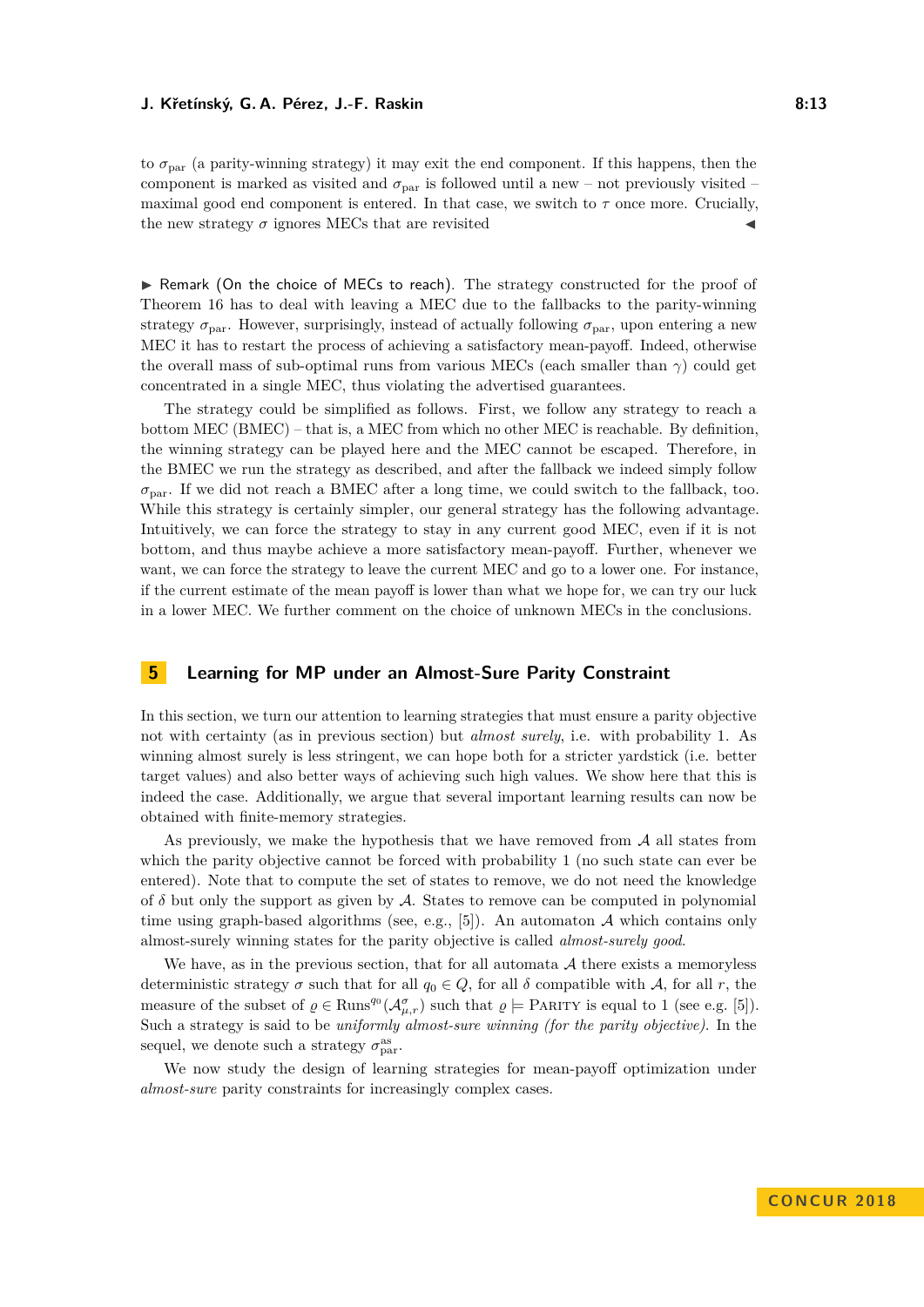to $\sigma_{\text{par}}$ (a parity-winning strategy) it may exit the end component. If this happens, then the component is marked as visited and $\sigma_{\text{par}}$ is followed until a new – not previously visited – maximal good end component is entered. In that case, we switch to $\tau$ once more. Crucially, the new strategy $\sigma$ ignores MECs that are revisited ◀

▶ Remark (On the choice of MECs to reach). The strategy constructed for the proof of Theorem 16 has to deal with leaving a MEC due to the fallbacks to the parity-winning strategy $\sigma_{\text{par}}$. However, surprisingly, instead of actually following $\sigma_{\text{par}}$, upon entering a new MEC it has to restart the process of achieving a satisfactory mean-payoff. Indeed, otherwise the overall mass of sub-optimal runs from various MECs (each smaller than $\gamma$) could get concentrated in a single MEC, thus violating the advertised guarantees.

The strategy could be simplified as follows. First, we follow any strategy to reach a bottom MEC (BMEC) – that is, a MEC from which no other MEC is reachable. By definition, the winning strategy can be played here and the MEC cannot be escaped. Therefore, in the BMEC we run the strategy as described, and after the fallback we indeed simply follow $\sigma_{\text{par}}$. If we did not reach a BMEC after a long time, we could switch to the fallback, too. While this strategy is certainly simpler, our general strategy has the following advantage. Intuitively, we can force the strategy to stay in any current good MEC, even if it is not bottom, and thus maybe achieve a more satisfactory mean-payoff. Further, whenever we want, we can force the strategy to leave the current MEC and go to a lower one. For instance, if the current estimate of the mean payoff is lower than what we hope for, we can try our luck in a lower MEC. We further comment on the choice of unknown MECs in the conclusions.

## 5 Learning for MP under an Almost-Sure Parity Constraint

In this section, we turn our attention to learning strategies that must ensure a parity objective not with certainty (as in previous section) but *almost surely*, i.e. with probability 1. As winning almost surely is less stringent, we can hope both for a stricter yardstick (i.e. better target values) and also better ways of achieving such high values. We show here that this is indeed the case. Additionally, we argue that several important learning results can now be obtained with finite-memory strategies.

As previously, we make the hypothesis that we have removed from $\mathcal{A}$ all states from which the parity objective cannot be forced with probability 1 (no such state can ever be entered). Note that to compute the set of states to remove, we do not need the knowledge of $\delta$ but only the support as given by $\mathcal{A}$. States to remove can be computed in polynomial time using graph-based algorithms (see, e.g., [5]). An automaton $\mathcal{A}$ which contains only almost-surely winning states for the parity objective is called *almost-surely good*.

We have, as in the previous section, that for all automata $\mathcal{A}$ there exists a memoryless deterministic strategy $\sigma$ such that for all $q_0 \in Q$, for all $\delta$ compatible with $\mathcal{A}$, for all $r$, the measure of the subset of $\varrho \in \text{Runs}^{q_0}(\mathcal{A}^{\sigma}_{\mu,r})$ such that $\varrho \models \textsc{Parity}$ is equal to 1 (see e.g. [5]). Such a strategy is said to be *uniformly almost-sure winning (for the parity objective)*. In the sequel, we denote such a strategy $\sigma^{\text{as}}_{\text{par}}$.

We now study the design of learning strategies for mean-payoff optimization under *almost-sure* parity constraints for increasingly complex cases.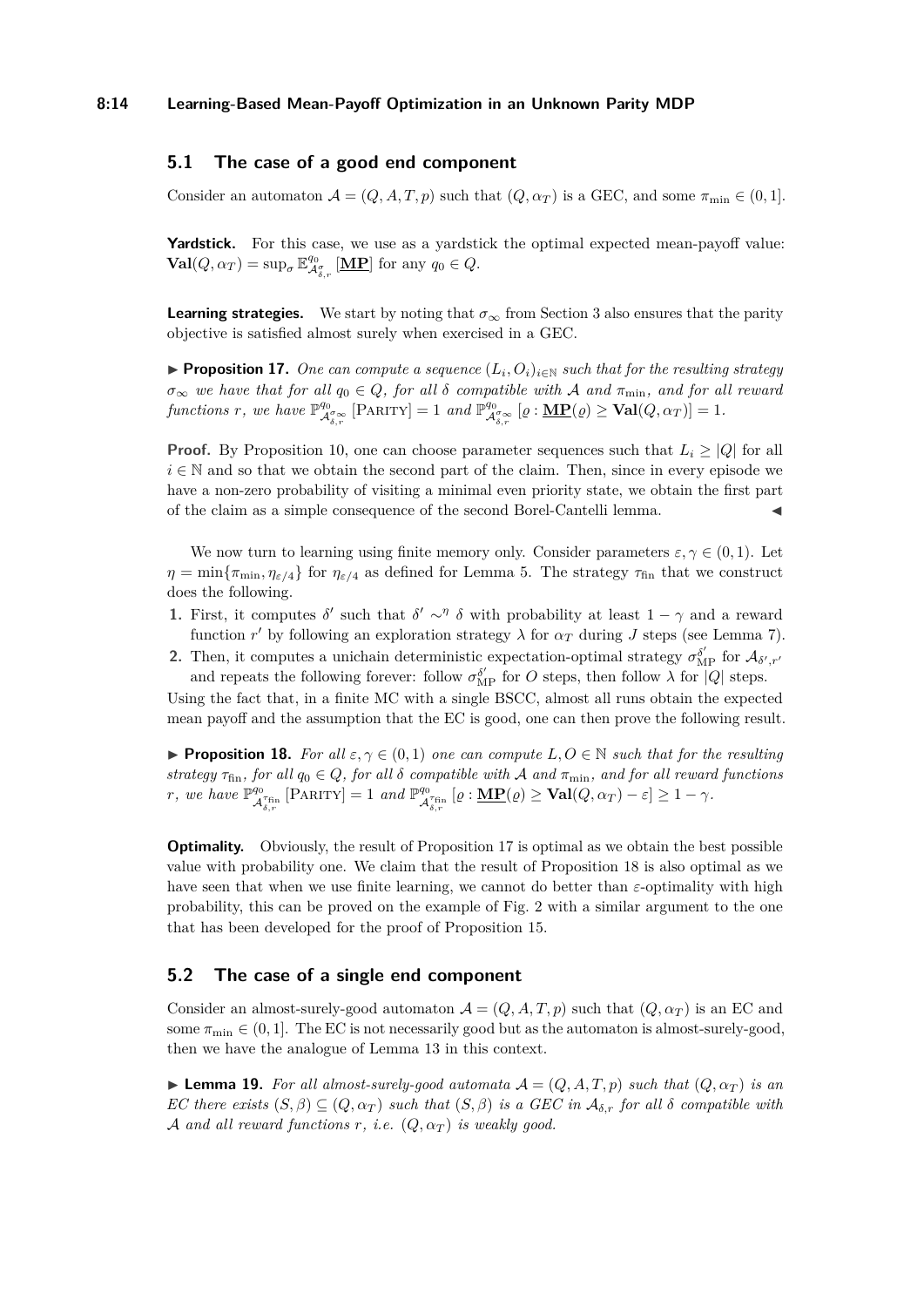## 5.1 The case of a good end component

Consider an automaton $\mathcal{A} = (Q, A, T, p)$ such that $(Q, \alpha_T)$ is a GEC, and some $\pi_{\min} \in (0, 1]$.

**Yardstick.** For this case, we use as a yardstick the optimal expected mean-payoff value: $\mathbf{Val}(Q, \alpha_T) = \sup_\sigma \mathbb{E}^{q_0}_{\mathcal{A}^\sigma_{\delta,r}} [\underline{\mathbf{MP}}]$ for any $q_0 \in Q$.

**Learning strategies.** We start by noting that $\sigma_\infty$ from Section 3 also ensures that the parity objective is satisfied almost surely when exercised in a GEC.

▶ **Proposition 17.** *One can compute a sequence $(L_i, O_i)_{i \in \mathbb{N}}$ such that for the resulting strategy $\sigma_\infty$ we have that for all $q_0 \in Q$, for all $\delta$ compatible with $\mathcal{A}$ and $\pi_{\min}$, and for all reward functions $r$, we have $\mathbb{P}^{q_0}_{\mathcal{A}^{\sigma_\infty}_{\delta,r}} [\text{PARITY}] = 1$ and $\mathbb{P}^{q_0}_{\mathcal{A}^{\sigma_\infty}_{\delta,r}} [\varrho : \underline{\mathbf{MP}}(\varrho) \geq \mathbf{Val}(Q, \alpha_T)] = 1$.*

**Proof.** By Proposition 10, one can choose parameter sequences such that $L_i \geq |Q|$ for all $i \in \mathbb{N}$ and so that we obtain the second part of the claim. Then, since in every episode we have a non-zero probability of visiting a minimal even priority state, we obtain the first part of the claim as a simple consequence of the second Borel-Cantelli lemma. ◀

We now turn to learning using finite memory only. Consider parameters $\varepsilon, \gamma \in (0, 1)$. Let $\eta = \min\{\pi_{\min}, \eta_{\varepsilon/4}\}$ for $\eta_{\varepsilon/4}$ as defined for Lemma 5. The strategy $\tau_{\text{fin}}$ that we construct does the following.

1. First, it computes $\delta'$ such that $\delta' \sim^\eta \delta$ with probability at least $1 - \gamma$ and a reward function $r'$ by following an exploration strategy $\lambda$ for $\alpha_T$ during $J$ steps (see Lemma 7).
2. Then, it computes a unichain deterministic expectation-optimal strategy $\sigma^{\delta'}_{\text{MP}}$ for $\mathcal{A}_{\delta',r'}$ and repeats the following forever: follow $\sigma^{\delta'}_{\text{MP}}$ for $O$ steps, then follow $\lambda$ for $|Q|$ steps.

Using the fact that, in a finite MC with a single BSCC, almost all runs obtain the expected mean payoff and the assumption that the EC is good, one can then prove the following result.

▶ **Proposition 18.** *For all $\varepsilon, \gamma \in (0, 1)$ one can compute $L, O \in \mathbb{N}$ such that for the resulting strategy $\tau_{\text{fin}}$, for all $q_0 \in Q$, for all $\delta$ compatible with $\mathcal{A}$ and $\pi_{\min}$, and for all reward functions $r$, we have $\mathbb{P}^{q_0}_{\mathcal{A}^{\tau_{\text{fin}}}_{\delta,r}} [\text{PARITY}] = 1$ and $\mathbb{P}^{q_0}_{\mathcal{A}^{\tau_{\text{fin}}}_{\delta,r}} [\varrho : \underline{\mathbf{MP}}(\varrho) \geq \mathbf{Val}(Q, \alpha_T) - \varepsilon] \geq 1 - \gamma$.*

**Optimality.** Obviously, the result of Proposition 17 is optimal as we obtain the best possible value with probability one. We claim that the result of Proposition 18 is also optimal as we have seen that when we use finite learning, we cannot do better than $\varepsilon$-optimality with high probability, this can be proved on the example of Fig. 2 with a similar argument to the one that has been developed for the proof of Proposition 15.

## 5.2 The case of a single end component

Consider an almost-surely-good automaton $\mathcal{A} = (Q, A, T, p)$ such that $(Q, \alpha_T)$ is an EC and some $\pi_{\min} \in (0, 1]$. The EC is not necessarily good but as the automaton is almost-surely-good, then we have the analogue of Lemma 13 in this context.

▶ **Lemma 19.** *For all almost-surely-good automata $\mathcal{A} = (Q, A, T, p)$ such that $(Q, \alpha_T)$ is an EC there exists $(S, \beta) \subseteq (Q, \alpha_T)$ such that $(S, \beta)$ is a GEC in $\mathcal{A}_{\delta,r}$ for all $\delta$ compatible with $\mathcal{A}$ and all reward functions $r$, i.e. $(Q, \alpha_T)$ is weakly good.*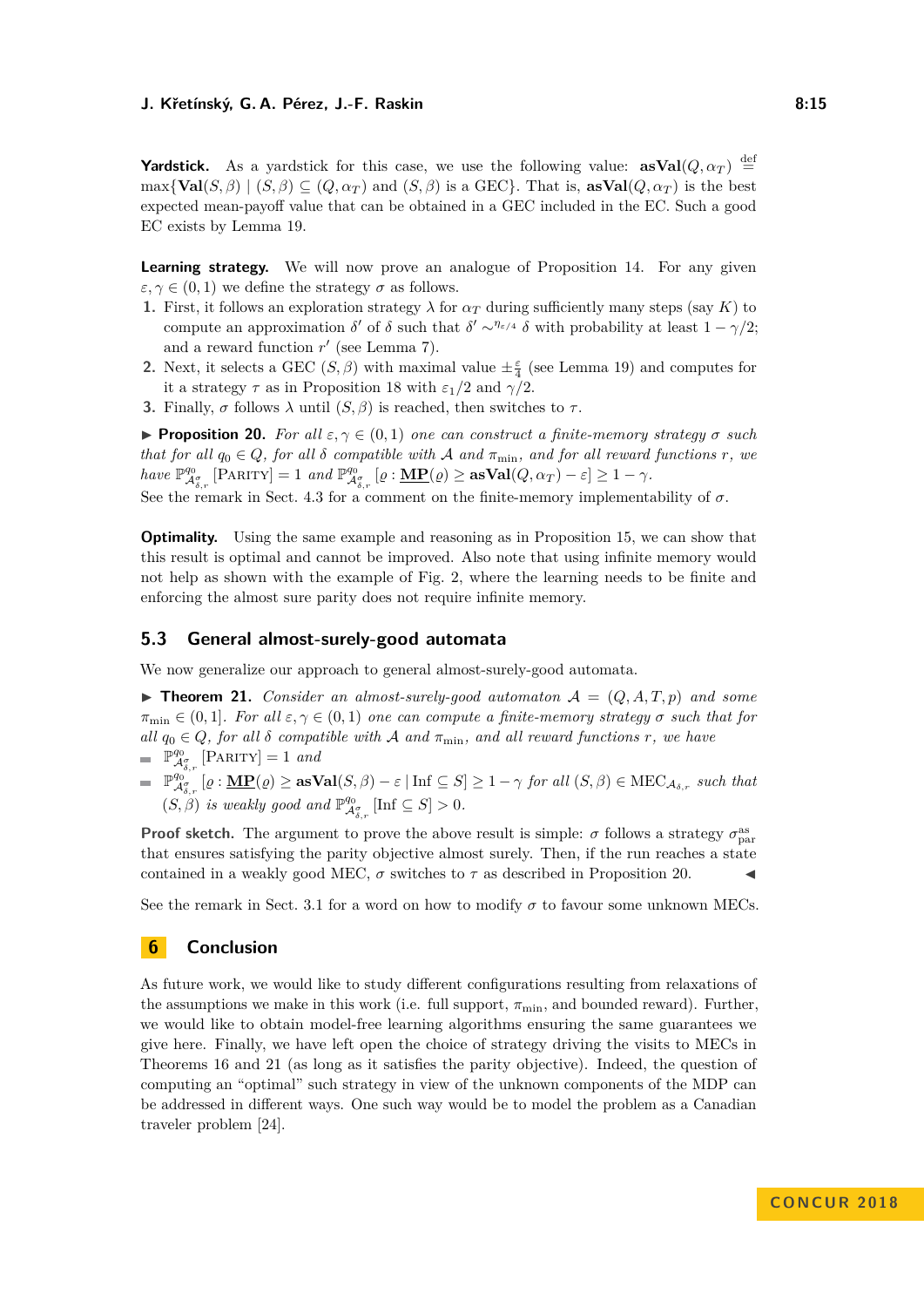**Yardstick.** As a yardstick for this case, we use the following value: $\mathbf{asVal}(Q, \alpha_T) \stackrel{\text{def}}{=} \max\{\mathbf{Val}(S, \beta) \mid (S, \beta) \subseteq (Q, \alpha_T) \text{ and } (S, \beta) \text{ is a GEC}\}$. That is, $\mathbf{asVal}(Q, \alpha_T)$ is the best expected mean-payoff value that can be obtained in a GEC included in the EC. Such a good EC exists by Lemma 19.

**Learning strategy.** We will now prove an analogue of Proposition 14. For any given $\varepsilon, \gamma \in (0, 1)$ we define the strategy $\sigma$ as follows.

1. First, it follows an exploration strategy $\lambda$ for $\alpha_T$ during sufficiently many steps (say $K$) to compute an approximation $\delta'$ of $\delta$ such that $\delta' \sim^{\eta_{\varepsilon/4}} \delta$ with probability at least $1 - \gamma/2$; and a reward function $r'$ (see Lemma 7).
2. Next, it selects a GEC $(S, \beta)$ with maximal value $\pm\frac{\varepsilon}{4}$ (see Lemma 19) and computes for it a strategy $\tau$ as in Proposition 18 with $\varepsilon_1/2$ and $\gamma/2$.
3. Finally, $\sigma$ follows $\lambda$ until $(S, \beta)$ is reached, then switches to $\tau$.

▶ **Proposition 20.** *For all $\varepsilon, \gamma \in (0, 1)$ one can construct a finite-memory strategy $\sigma$ such that for all $q_0 \in Q$, for all $\delta$ compatible with $\mathcal{A}$ and $\pi_{\min}$, and for all reward functions $r$, we have $\mathbb{P}^{q_0}_{\mathcal{A}^{\sigma}_{\delta,r}}[\text{PARITY}] = 1$ and $\mathbb{P}^{q_0}_{\mathcal{A}^{\sigma}_{\delta,r}}[\varrho : \underline{\mathbf{MP}}(\varrho) \geq \mathbf{asVal}(Q, \alpha_T) - \varepsilon] \geq 1 - \gamma$.*

See the remark in Sect. 4.3 for a comment on the finite-memory implementability of $\sigma$.

**Optimality.** Using the same example and reasoning as in Proposition 15, we can show that this result is optimal and cannot be improved. Also note that using infinite memory would not help as shown with the example of Fig. 2, where the learning needs to be finite and enforcing the almost sure parity does not require infinite memory.

## 5.3 General almost-surely-good automata

We now generalize our approach to general almost-surely-good automata.

▶ **Theorem 21.** *Consider an almost-surely-good automaton $\mathcal{A} = (Q, A, T, p)$ and some $\pi_{\min} \in (0, 1]$. For all $\varepsilon, \gamma \in (0, 1)$ one can compute a finite-memory strategy $\sigma$ such that for all $q_0 \in Q$, for all $\delta$ compatible with $\mathcal{A}$ and $\pi_{\min}$, and all reward functions $r$, we have*

- $\mathbb{P}^{q_0}_{\mathcal{A}^{\sigma}_{\delta,r}}[\text{PARITY}] = 1$ *and*
- $\mathbb{P}^{q_0}_{\mathcal{A}^{\sigma}_{\delta,r}}[\varrho : \underline{\mathbf{MP}}(\varrho) \geq \mathbf{asVal}(S, \beta) - \varepsilon \mid \text{Inf} \subseteq S] \geq 1 - \gamma$ *for all $(S, \beta) \in \text{MEC}_{\mathcal{A}_{\delta,r}}$ such that $(S, \beta)$ is weakly good and $\mathbb{P}^{q_0}_{\mathcal{A}^{\sigma}_{\delta,r}}[\text{Inf} \subseteq S] > 0$.*

**Proof sketch.** The argument to prove the above result is simple: $\sigma$ follows a strategy $\sigma^{\text{as}}_{\text{par}}$ that ensures satisfying the parity objective almost surely. Then, if the run reaches a state contained in a weakly good MEC, $\sigma$ switches to $\tau$ as described in Proposition 20. ◀

See the remark in Sect. 3.1 for a word on how to modify $\sigma$ to favour some unknown MECs.

# 6 Conclusion

As future work, we would like to study different configurations resulting from relaxations of the assumptions we make in this work (i.e. full support, $\pi_{\min}$, and bounded reward). Further, we would like to obtain model-free learning algorithms ensuring the same guarantees we give here. Finally, we have left open the choice of strategy driving the visits to MECs in Theorems 16 and 21 (as long as it satisfies the parity objective). Indeed, the question of computing an "optimal" such strategy in view of the unknown components of the MDP can be addressed in different ways. One such way would be to model the problem as a Canadian traveler problem [24].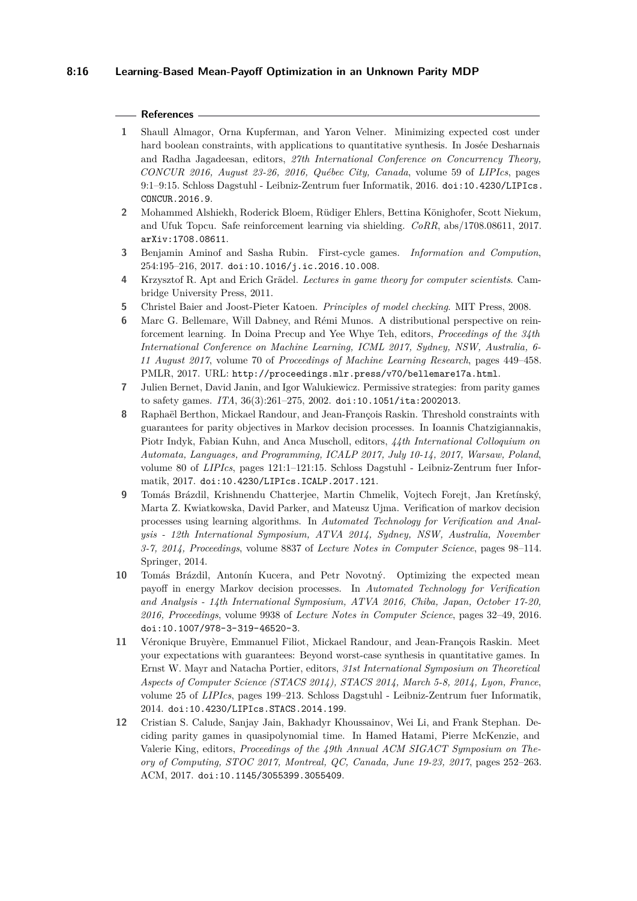## References

1. Shaull Almagor, Orna Kupferman, and Yaron Velner. Minimizing expected cost under hard boolean constraints, with applications to quantitative synthesis. In Josée Desharnais and Radha Jagadeesan, editors, *27th International Conference on Concurrency Theory, CONCUR 2016, August 23-26, 2016, Québec City, Canada*, volume 59 of *LIPIcs*, pages 9:1–9:15. Schloss Dagstuhl - Leibniz-Zentrum fuer Informatik, 2016. doi:10.4230/LIPIcs.CONCUR.2016.9.
2. Mohammed Alshiekh, Roderick Bloem, Rüdiger Ehlers, Bettina Könighofer, Scott Niekum, and Ufuk Topcu. Safe reinforcement learning via shielding. *CoRR*, abs/1708.08611, 2017. arXiv:1708.08611.
3. Benjamin Aminof and Sasha Rubin. First-cycle games. *Information and Compution*, 254:195–216, 2017. doi:10.1016/j.ic.2016.10.008.
4. Krzysztof R. Apt and Erich Grädel. *Lectures in game theory for computer scientists*. Cambridge University Press, 2011.
5. Christel Baier and Joost-Pieter Katoen. *Principles of model checking*. MIT Press, 2008.
6. Marc G. Bellemare, Will Dabney, and Rémi Munos. A distributional perspective on reinforcement learning. In Doina Precup and Yee Whye Teh, editors, *Proceedings of the 34th International Conference on Machine Learning, ICML 2017, Sydney, NSW, Australia, 6-11 August 2017*, volume 70 of *Proceedings of Machine Learning Research*, pages 449–458. PMLR, 2017. URL: http://proceedings.mlr.press/v70/bellemare17a.html.
7. Julien Bernet, David Janin, and Igor Walukiewicz. Permissive strategies: from parity games to safety games. *ITA*, 36(3):261–275, 2002. doi:10.1051/ita:2002013.
8. Raphaël Berthon, Mickael Randour, and Jean-François Raskin. Threshold constraints with guarantees for parity objectives in Markov decision processes. In Ioannis Chatzigiannakis, Piotr Indyk, Fabian Kuhn, and Anca Muscholl, editors, *44th International Colloquium on Automata, Languages, and Programming, ICALP 2017, July 10-14, 2017, Warsaw, Poland*, volume 80 of *LIPIcs*, pages 121:1–121:15. Schloss Dagstuhl - Leibniz-Zentrum fuer Informatik, 2017. doi:10.4230/LIPIcs.ICALP.2017.121.
9. Tomás Brázdil, Krishnendu Chatterjee, Martin Chmelik, Vojtech Forejt, Jan Kretínský, Marta Z. Kwiatkowska, David Parker, and Mateusz Ujma. Verification of markov decision processes using learning algorithms. In *Automated Technology for Verification and Analysis - 12th International Symposium, ATVA 2014, Sydney, NSW, Australia, November 3-7, 2014, Proceedings*, volume 8837 of *Lecture Notes in Computer Science*, pages 98–114. Springer, 2014.
10. Tomás Brázdil, Antonín Kucera, and Petr Novotný. Optimizing the expected mean payoff in energy Markov decision processes. In *Automated Technology for Verification and Analysis - 14th International Symposium, ATVA 2016, Chiba, Japan, October 17-20, 2016, Proceedings*, volume 9938 of *Lecture Notes in Computer Science*, pages 32–49, 2016. doi:10.1007/978-3-319-46520-3.
11. Véronique Bruyère, Emmanuel Filiot, Mickael Randour, and Jean-François Raskin. Meet your expectations with guarantees: Beyond worst-case synthesis in quantitative games. In Ernst W. Mayr and Natacha Portier, editors, *31st International Symposium on Theoretical Aspects of Computer Science (STACS 2014), STACS 2014, March 5-8, 2014, Lyon, France*, volume 25 of *LIPIcs*, pages 199–213. Schloss Dagstuhl - Leibniz-Zentrum fuer Informatik, 2014. doi:10.4230/LIPIcs.STACS.2014.199.
12. Cristian S. Calude, Sanjay Jain, Bakhadyr Khoussainov, Wei Li, and Frank Stephan. Deciding parity games in quasipolynomial time. In Hamed Hatami, Pierre McKenzie, and Valerie King, editors, *Proceedings of the 49th Annual ACM SIGACT Symposium on Theory of Computing, STOC 2017, Montreal, QC, Canada, June 19-23, 2017*, pages 252–263. ACM, 2017. doi:10.1145/3055399.3055409.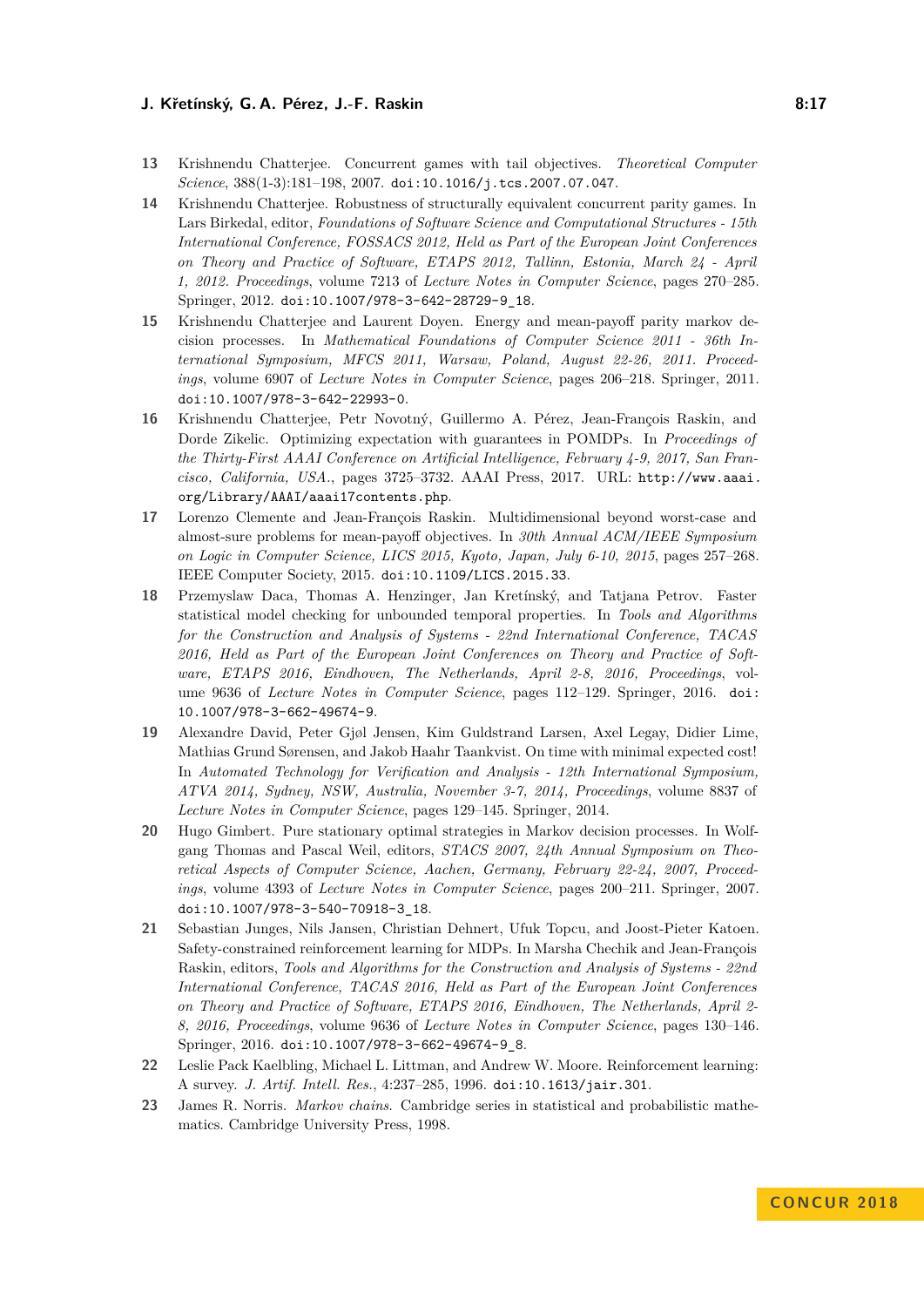13 Krishnendu Chatterjee. Concurrent games with tail objectives. *Theoretical Computer Science*, 388(1-3):181–198, 2007. doi:10.1016/j.tcs.2007.07.047.

14 Krishnendu Chatterjee. Robustness of structurally equivalent concurrent parity games. In Lars Birkedal, editor, *Foundations of Software Science and Computational Structures - 15th International Conference, FOSSACS 2012, Held as Part of the European Joint Conferences on Theory and Practice of Software, ETAPS 2012, Tallinn, Estonia, March 24 - April 1, 2012. Proceedings*, volume 7213 of *Lecture Notes in Computer Science*, pages 270–285. Springer, 2012. doi:10.1007/978-3-642-28729-9_18.

15 Krishnendu Chatterjee and Laurent Doyen. Energy and mean-payoff parity markov decision processes. In *Mathematical Foundations of Computer Science 2011 - 36th International Symposium, MFCS 2011, Warsaw, Poland, August 22-26, 2011. Proceedings*, volume 6907 of *Lecture Notes in Computer Science*, pages 206–218. Springer, 2011. doi:10.1007/978-3-642-22993-0.

16 Krishnendu Chatterjee, Petr Novotný, Guillermo A. Pérez, Jean-François Raskin, and Dorde Zikelic. Optimizing expectation with guarantees in POMDPs. In *Proceedings of the Thirty-First AAAI Conference on Artificial Intelligence, February 4-9, 2017, San Francisco, California, USA.*, pages 3725–3732. AAAI Press, 2017. URL: http://www.aaai.org/Library/AAAI/aaai17contents.php.

17 Lorenzo Clemente and Jean-François Raskin. Multidimensional beyond worst-case and almost-sure problems for mean-payoff objectives. In *30th Annual ACM/IEEE Symposium on Logic in Computer Science, LICS 2015, Kyoto, Japan, July 6-10, 2015*, pages 257–268. IEEE Computer Society, 2015. doi:10.1109/LICS.2015.33.

18 Przemyslaw Daca, Thomas A. Henzinger, Jan Kretínský, and Tatjana Petrov. Faster statistical model checking for unbounded temporal properties. In *Tools and Algorithms for the Construction and Analysis of Systems - 22nd International Conference, TACAS 2016, Held as Part of the European Joint Conferences on Theory and Practice of Software, ETAPS 2016, Eindhoven, The Netherlands, April 2-8, 2016, Proceedings*, volume 9636 of *Lecture Notes in Computer Science*, pages 112–129. Springer, 2016. doi:10.1007/978-3-662-49674-9.

19 Alexandre David, Peter Gjøl Jensen, Kim Guldstrand Larsen, Axel Legay, Didier Lime, Mathias Grund Sørensen, and Jakob Haahr Taankvist. On time with minimal expected cost! In *Automated Technology for Verification and Analysis - 12th International Symposium, ATVA 2014, Sydney, NSW, Australia, November 3-7, 2014, Proceedings*, volume 8837 of *Lecture Notes in Computer Science*, pages 129–145. Springer, 2014.

20 Hugo Gimbert. Pure stationary optimal strategies in Markov decision processes. In Wolfgang Thomas and Pascal Weil, editors, *STACS 2007, 24th Annual Symposium on Theoretical Aspects of Computer Science, Aachen, Germany, February 22-24, 2007, Proceedings*, volume 4393 of *Lecture Notes in Computer Science*, pages 200–211. Springer, 2007. doi:10.1007/978-3-540-70918-3_18.

21 Sebastian Junges, Nils Jansen, Christian Dehnert, Ufuk Topcu, and Joost-Pieter Katoen. Safety-constrained reinforcement learning for MDPs. In Marsha Chechik and Jean-François Raskin, editors, *Tools and Algorithms for the Construction and Analysis of Systems - 22nd International Conference, TACAS 2016, Held as Part of the European Joint Conferences on Theory and Practice of Software, ETAPS 2016, Eindhoven, The Netherlands, April 2-8, 2016, Proceedings*, volume 9636 of *Lecture Notes in Computer Science*, pages 130–146. Springer, 2016. doi:10.1007/978-3-662-49674-9_8.

22 Leslie Pack Kaelbling, Michael L. Littman, and Andrew W. Moore. Reinforcement learning: A survey. *J. Artif. Intell. Res.*, 4:237–285, 1996. doi:10.1613/jair.301.

23 James R. Norris. *Markov chains*. Cambridge series in statistical and probabilistic mathematics. Cambridge University Press, 1998.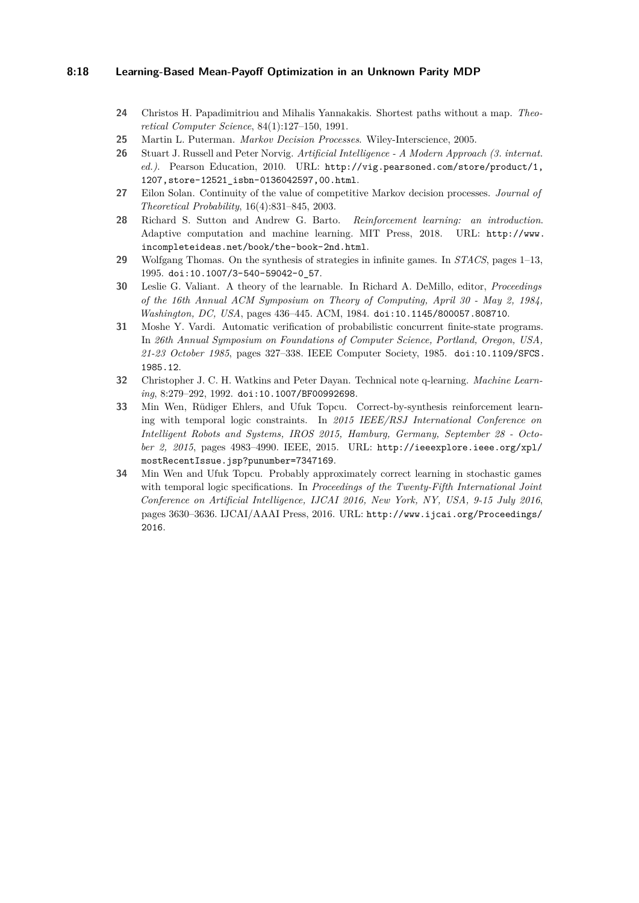24 Christos H. Papadimitriou and Mihalis Yannakakis. Shortest paths without a map. *Theoretical Computer Science*, 84(1):127–150, 1991.

25 Martin L. Puterman. *Markov Decision Processes*. Wiley-Interscience, 2005.

26 Stuart J. Russell and Peter Norvig. *Artificial Intelligence - A Modern Approach (3. internat. ed.)*. Pearson Education, 2010. URL: http://vig.pearsoned.com/store/product/1,1207,store-12521_isbn-0136042597,00.html.

27 Eilon Solan. Continuity of the value of competitive Markov decision processes. *Journal of Theoretical Probability*, 16(4):831–845, 2003.

28 Richard S. Sutton and Andrew G. Barto. *Reinforcement learning: an introduction*. Adaptive computation and machine learning. MIT Press, 2018. URL: http://www.incompleteideas.net/book/the-book-2nd.html.

29 Wolfgang Thomas. On the synthesis of strategies in infinite games. In *STACS*, pages 1–13, 1995. doi:10.1007/3-540-59042-0_57.

30 Leslie G. Valiant. A theory of the learnable. In Richard A. DeMillo, editor, *Proceedings of the 16th Annual ACM Symposium on Theory of Computing, April 30 - May 2, 1984, Washington, DC, USA*, pages 436–445. ACM, 1984. doi:10.1145/800057.808710.

31 Moshe Y. Vardi. Automatic verification of probabilistic concurrent finite-state programs. In *26th Annual Symposium on Foundations of Computer Science, Portland, Oregon, USA, 21-23 October 1985*, pages 327–338. IEEE Computer Society, 1985. doi:10.1109/SFCS.1985.12.

32 Christopher J. C. H. Watkins and Peter Dayan. Technical note q-learning. *Machine Learning*, 8:279–292, 1992. doi:10.1007/BF00992698.

33 Min Wen, Rüdiger Ehlers, and Ufuk Topcu. Correct-by-synthesis reinforcement learning with temporal logic constraints. In *2015 IEEE/RSJ International Conference on Intelligent Robots and Systems, IROS 2015, Hamburg, Germany, September 28 - October 2, 2015*, pages 4983–4990. IEEE, 2015. URL: http://ieeexplore.ieee.org/xpl/mostRecentIssue.jsp?punumber=7347169.

34 Min Wen and Ufuk Topcu. Probably approximately correct learning in stochastic games with temporal logic specifications. In *Proceedings of the Twenty-Fifth International Joint Conference on Artificial Intelligence, IJCAI 2016, New York, NY, USA, 9-15 July 2016*, pages 3630–3636. IJCAI/AAAI Press, 2016. URL: http://www.ijcai.org/Proceedings/2016.